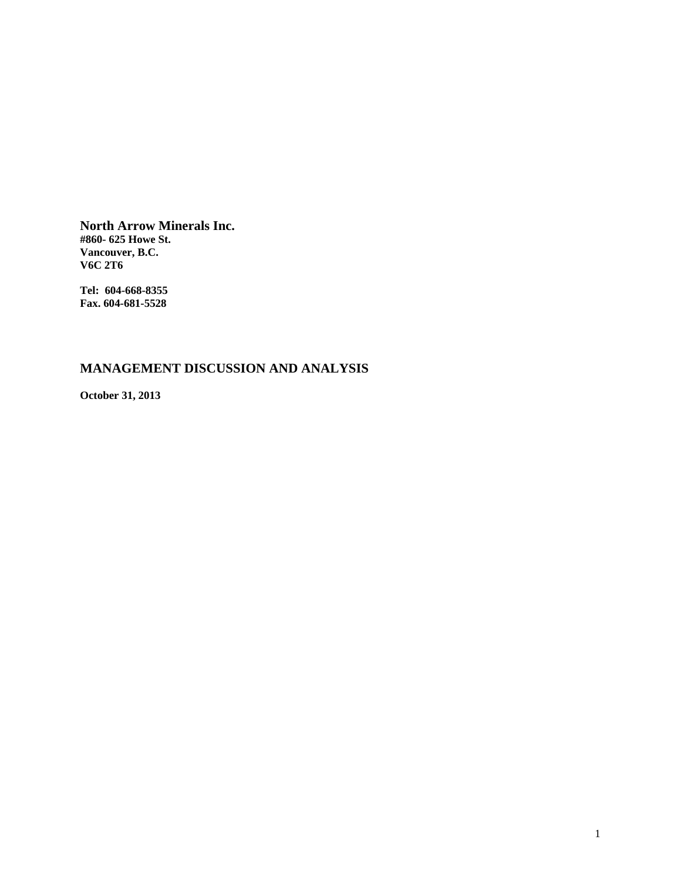**North Arrow Minerals Inc.**
**#860- 625 Howe St.**
**Vancouver, B.C.**
**V6C 2T6**

**Tel: 604-668-8355**
**Fax. 604-681-5528**

# MANAGEMENT DISCUSSION AND ANALYSIS

**October 31, 2013**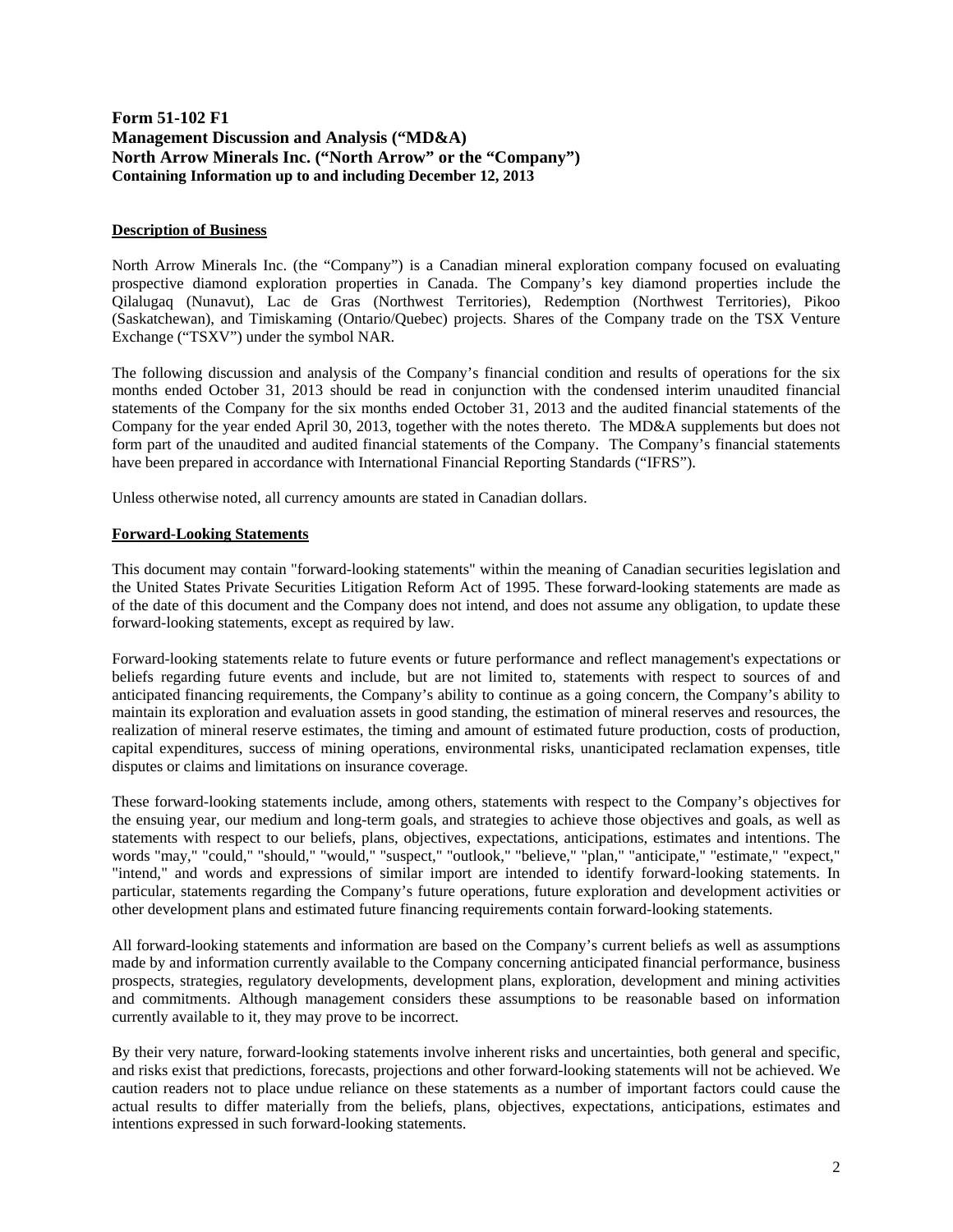**Form 51-102 F1**
**Management Discussion and Analysis ("MD&A)**
**North Arrow Minerals Inc. ("North Arrow" or the "Company")**
**Containing Information up to and including December 12, 2013**

## Description of Business

North Arrow Minerals Inc. (the "Company") is a Canadian mineral exploration company focused on evaluating prospective diamond exploration properties in Canada. The Company's key diamond properties include the Qilalugaq (Nunavut), Lac de Gras (Northwest Territories), Redemption (Northwest Territories), Pikoo (Saskatchewan), and Timiskaming (Ontario/Quebec) projects. Shares of the Company trade on the TSX Venture Exchange ("TSXV") under the symbol NAR.

The following discussion and analysis of the Company's financial condition and results of operations for the six months ended October 31, 2013 should be read in conjunction with the condensed interim unaudited financial statements of the Company for the six months ended October 31, 2013 and the audited financial statements of the Company for the year ended April 30, 2013, together with the notes thereto. The MD&A supplements but does not form part of the unaudited and audited financial statements of the Company. The Company's financial statements have been prepared in accordance with International Financial Reporting Standards ("IFRS").

Unless otherwise noted, all currency amounts are stated in Canadian dollars.

## Forward-Looking Statements

This document may contain "forward-looking statements" within the meaning of Canadian securities legislation and the United States Private Securities Litigation Reform Act of 1995. These forward-looking statements are made as of the date of this document and the Company does not intend, and does not assume any obligation, to update these forward-looking statements, except as required by law.

Forward-looking statements relate to future events or future performance and reflect management's expectations or beliefs regarding future events and include, but are not limited to, statements with respect to sources of and anticipated financing requirements, the Company's ability to continue as a going concern, the Company's ability to maintain its exploration and evaluation assets in good standing, the estimation of mineral reserves and resources, the realization of mineral reserve estimates, the timing and amount of estimated future production, costs of production, capital expenditures, success of mining operations, environmental risks, unanticipated reclamation expenses, title disputes or claims and limitations on insurance coverage.

These forward-looking statements include, among others, statements with respect to the Company's objectives for the ensuing year, our medium and long-term goals, and strategies to achieve those objectives and goals, as well as statements with respect to our beliefs, plans, objectives, expectations, anticipations, estimates and intentions. The words "may," "could," "should," "would," "suspect," "outlook," "believe," "plan," "anticipate," "estimate," "expect," "intend," and words and expressions of similar import are intended to identify forward-looking statements. In particular, statements regarding the Company's future operations, future exploration and development activities or other development plans and estimated future financing requirements contain forward-looking statements.

All forward-looking statements and information are based on the Company's current beliefs as well as assumptions made by and information currently available to the Company concerning anticipated financial performance, business prospects, strategies, regulatory developments, development plans, exploration, development and mining activities and commitments. Although management considers these assumptions to be reasonable based on information currently available to it, they may prove to be incorrect.

By their very nature, forward-looking statements involve inherent risks and uncertainties, both general and specific, and risks exist that predictions, forecasts, projections and other forward-looking statements will not be achieved. We caution readers not to place undue reliance on these statements as a number of important factors could cause the actual results to differ materially from the beliefs, plans, objectives, expectations, anticipations, estimates and intentions expressed in such forward-looking statements.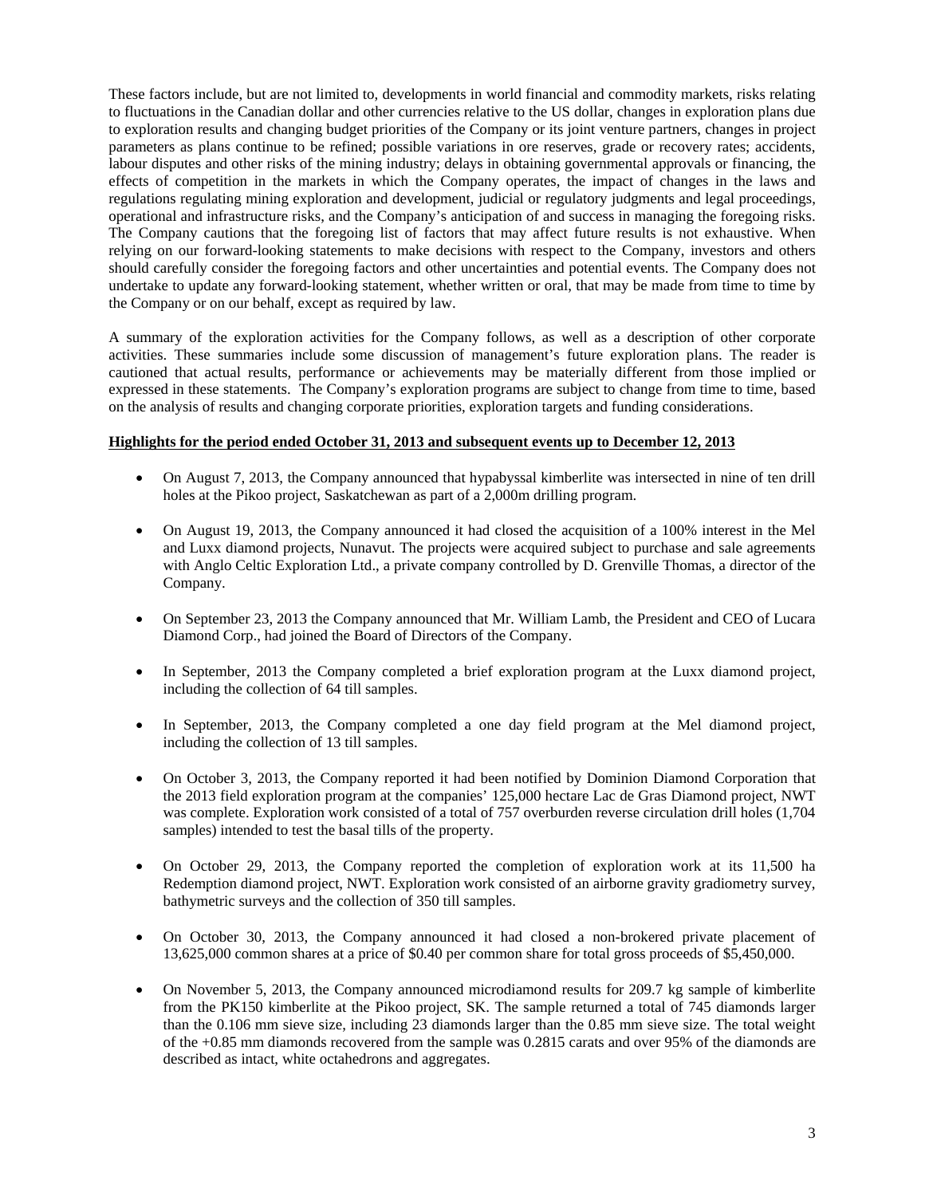These factors include, but are not limited to, developments in world financial and commodity markets, risks relating to fluctuations in the Canadian dollar and other currencies relative to the US dollar, changes in exploration plans due to exploration results and changing budget priorities of the Company or its joint venture partners, changes in project parameters as plans continue to be refined; possible variations in ore reserves, grade or recovery rates; accidents, labour disputes and other risks of the mining industry; delays in obtaining governmental approvals or financing, the effects of competition in the markets in which the Company operates, the impact of changes in the laws and regulations regulating mining exploration and development, judicial or regulatory judgments and legal proceedings, operational and infrastructure risks, and the Company's anticipation of and success in managing the foregoing risks. The Company cautions that the foregoing list of factors that may affect future results is not exhaustive. When relying on our forward-looking statements to make decisions with respect to the Company, investors and others should carefully consider the foregoing factors and other uncertainties and potential events. The Company does not undertake to update any forward-looking statement, whether written or oral, that may be made from time to time by the Company or on our behalf, except as required by law.

A summary of the exploration activities for the Company follows, as well as a description of other corporate activities. These summaries include some discussion of management's future exploration plans. The reader is cautioned that actual results, performance or achievements may be materially different from those implied or expressed in these statements. The Company's exploration programs are subject to change from time to time, based on the analysis of results and changing corporate priorities, exploration targets and funding considerations.

**Highlights for the period ended October 31, 2013 and subsequent events up to December 12, 2013**

- On August 7, 2013, the Company announced that hypabyssal kimberlite was intersected in nine of ten drill holes at the Pikoo project, Saskatchewan as part of a 2,000m drilling program.
- On August 19, 2013, the Company announced it had closed the acquisition of a 100% interest in the Mel and Luxx diamond projects, Nunavut. The projects were acquired subject to purchase and sale agreements with Anglo Celtic Exploration Ltd., a private company controlled by D. Grenville Thomas, a director of the Company.
- On September 23, 2013 the Company announced that Mr. William Lamb, the President and CEO of Lucara Diamond Corp., had joined the Board of Directors of the Company.
- In September, 2013 the Company completed a brief exploration program at the Luxx diamond project, including the collection of 64 till samples.
- In September, 2013, the Company completed a one day field program at the Mel diamond project, including the collection of 13 till samples.
- On October 3, 2013, the Company reported it had been notified by Dominion Diamond Corporation that the 2013 field exploration program at the companies' 125,000 hectare Lac de Gras Diamond project, NWT was complete. Exploration work consisted of a total of 757 overburden reverse circulation drill holes (1,704 samples) intended to test the basal tills of the property.
- On October 29, 2013, the Company reported the completion of exploration work at its 11,500 ha Redemption diamond project, NWT. Exploration work consisted of an airborne gravity gradiometry survey, bathymetric surveys and the collection of 350 till samples.
- On October 30, 2013, the Company announced it had closed a non-brokered private placement of 13,625,000 common shares at a price of $0.40 per common share for total gross proceeds of $5,450,000.
- On November 5, 2013, the Company announced microdiamond results for 209.7 kg sample of kimberlite from the PK150 kimberlite at the Pikoo project, SK. The sample returned a total of 745 diamonds larger than the 0.106 mm sieve size, including 23 diamonds larger than the 0.85 mm sieve size. The total weight of the +0.85 mm diamonds recovered from the sample was 0.2815 carats and over 95% of the diamonds are described as intact, white octahedrons and aggregates.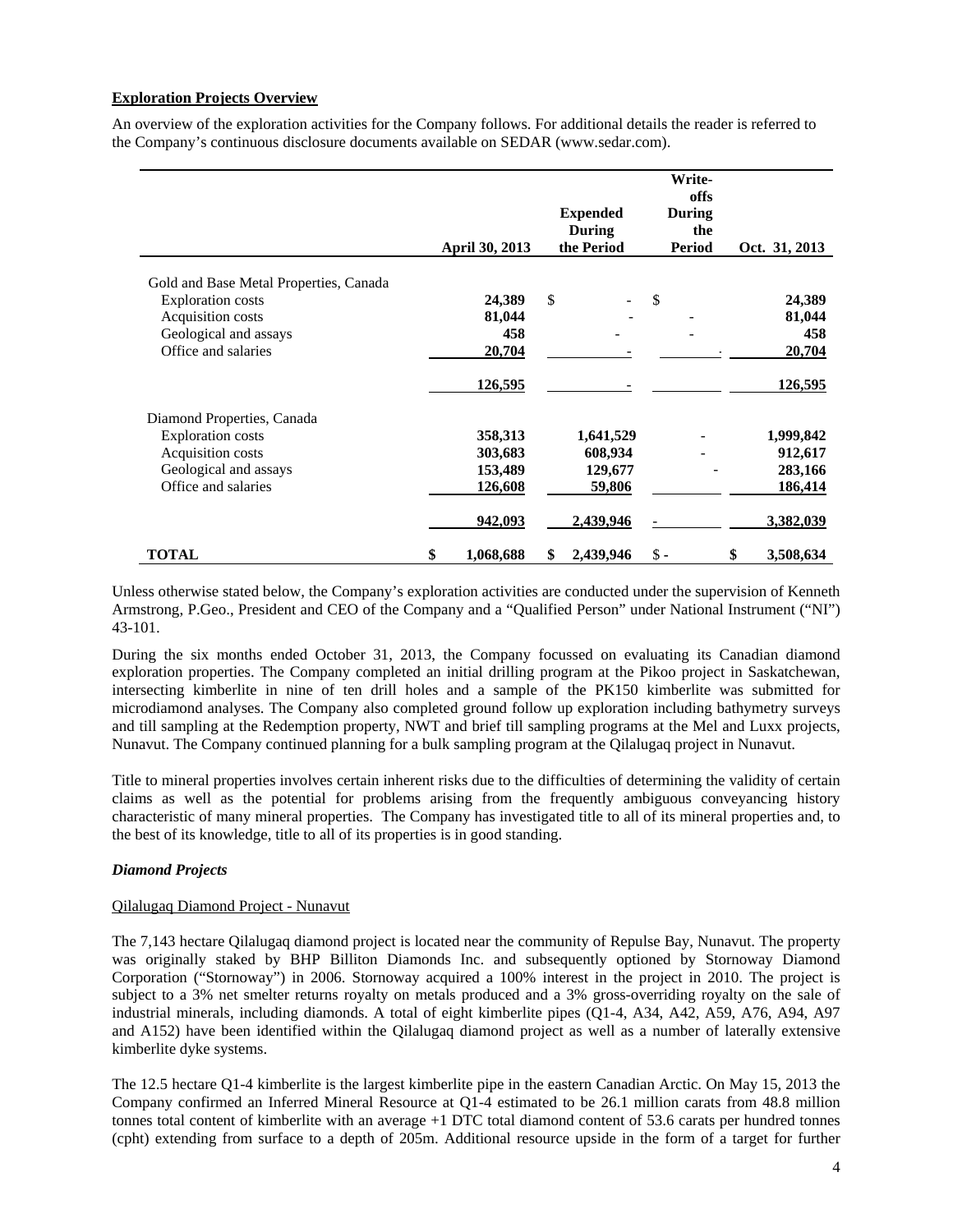**Exploration Projects Overview**

An overview of the exploration activities for the Company follows. For additional details the reader is referred to the Company's continuous disclosure documents available on SEDAR (www.sedar.com).

| | April 30, 2013 | Expended During the Period | Write-offs During the Period | Oct. 31, 2013 |
|---|---|---|---|---|
| Gold and Base Metal Properties, Canada | | | | |
| Exploration costs | 24,389 | $ - | $ | 24,389 |
| Acquisition costs | 81,044 | - | - | 81,044 |
| Geological and assays | 458 | - | - | 458 |
| Office and salaries | 20,704 | - | - | 20,704 |
| | 126,595 | - | | 126,595 |
| Diamond Properties, Canada | | | | |
| Exploration costs | 358,313 | 1,641,529 | - | 1,999,842 |
| Acquisition costs | 303,683 | 608,934 | - | 912,617 |
| Geological and assays | 153,489 | 129,677 | - | 283,166 |
| Office and salaries | 126,608 | 59,806 | | 186,414 |
| | 942,093 | 2,439,946 | - | 3,382,039 |
| **TOTAL** | $ 1,068,688 | $ 2,439,946 | $ - | $ 3,508,634 |

Unless otherwise stated below, the Company's exploration activities are conducted under the supervision of Kenneth Armstrong, P.Geo., President and CEO of the Company and a "Qualified Person" under National Instrument ("NI") 43-101.

During the six months ended October 31, 2013, the Company focussed on evaluating its Canadian diamond exploration properties. The Company completed an initial drilling program at the Pikoo project in Saskatchewan, intersecting kimberlite in nine of ten drill holes and a sample of the PK150 kimberlite was submitted for microdiamond analyses. The Company also completed ground follow up exploration including bathymetry surveys and till sampling at the Redemption property, NWT and brief till sampling programs at the Mel and Luxx projects, Nunavut. The Company continued planning for a bulk sampling program at the Qilalugaq project in Nunavut.

Title to mineral properties involves certain inherent risks due to the difficulties of determining the validity of certain claims as well as the potential for problems arising from the frequently ambiguous conveyancing history characteristic of many mineral properties. The Company has investigated title to all of its mineral properties and, to the best of its knowledge, title to all of its properties is in good standing.

***Diamond Projects***

Qilalugaq Diamond Project - Nunavut

The 7,143 hectare Qilalugaq diamond project is located near the community of Repulse Bay, Nunavut. The property was originally staked by BHP Billiton Diamonds Inc. and subsequently optioned by Stornoway Diamond Corporation ("Stornoway") in 2006. Stornoway acquired a 100% interest in the project in 2010. The project is subject to a 3% net smelter returns royalty on metals produced and a 3% gross-overriding royalty on the sale of industrial minerals, including diamonds. A total of eight kimberlite pipes (Q1-4, A34, A42, A59, A76, A94, A97 and A152) have been identified within the Qilalugaq diamond project as well as a number of laterally extensive kimberlite dyke systems.

The 12.5 hectare Q1-4 kimberlite is the largest kimberlite pipe in the eastern Canadian Arctic. On May 15, 2013 the Company confirmed an Inferred Mineral Resource at Q1-4 estimated to be 26.1 million carats from 48.8 million tonnes total content of kimberlite with an average +1 DTC total diamond content of 53.6 carats per hundred tonnes (cpht) extending from surface to a depth of 205m. Additional resource upside in the form of a target for further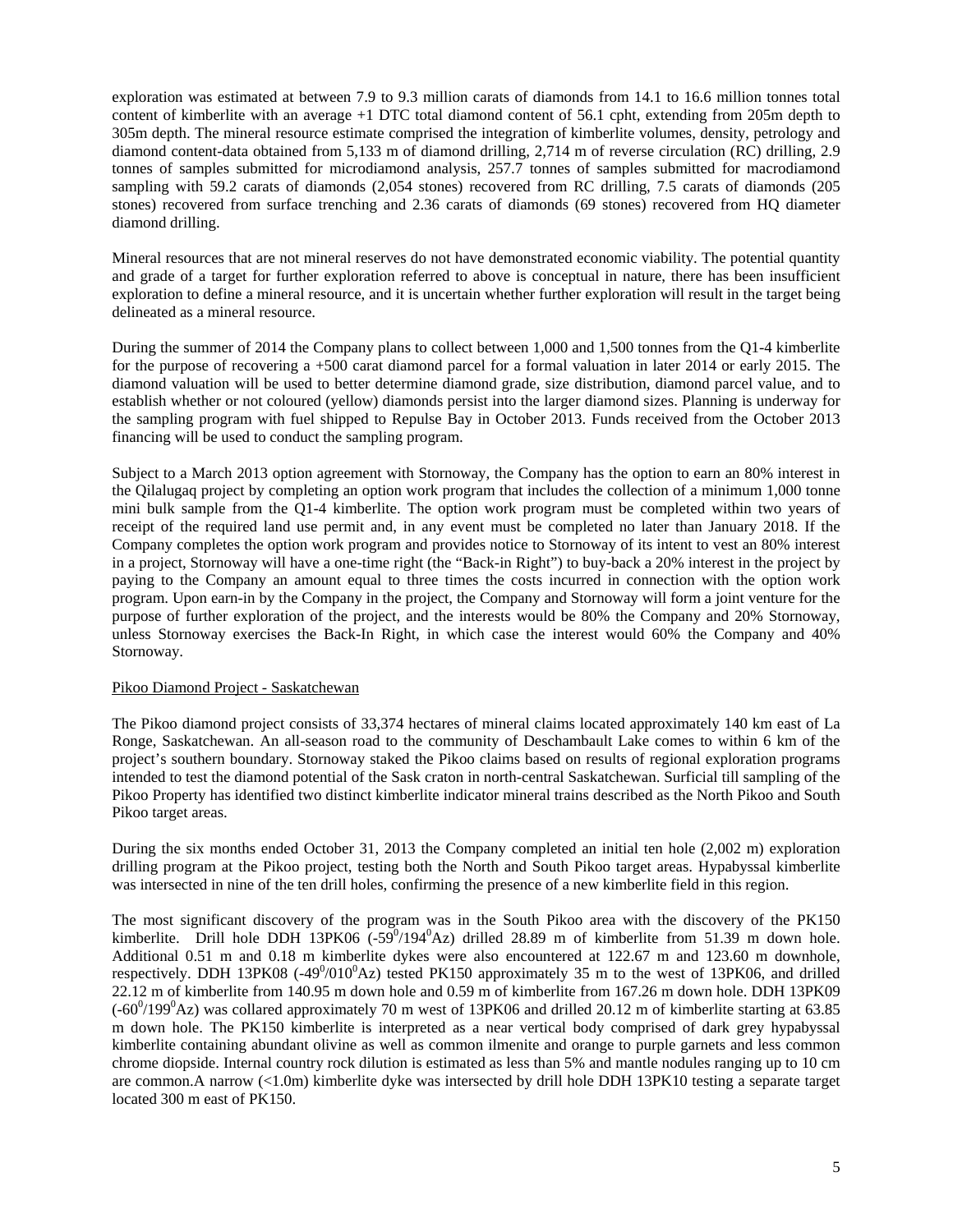exploration was estimated at between 7.9 to 9.3 million carats of diamonds from 14.1 to 16.6 million tonnes total content of kimberlite with an average +1 DTC total diamond content of 56.1 cpht, extending from 205m depth to 305m depth. The mineral resource estimate comprised the integration of kimberlite volumes, density, petrology and diamond content-data obtained from 5,133 m of diamond drilling, 2,714 m of reverse circulation (RC) drilling, 2.9 tonnes of samples submitted for microdiamond analysis, 257.7 tonnes of samples submitted for macrodiamond sampling with 59.2 carats of diamonds (2,054 stones) recovered from RC drilling, 7.5 carats of diamonds (205 stones) recovered from surface trenching and 2.36 carats of diamonds (69 stones) recovered from HQ diameter diamond drilling.

Mineral resources that are not mineral reserves do not have demonstrated economic viability. The potential quantity and grade of a target for further exploration referred to above is conceptual in nature, there has been insufficient exploration to define a mineral resource, and it is uncertain whether further exploration will result in the target being delineated as a mineral resource.

During the summer of 2014 the Company plans to collect between 1,000 and 1,500 tonnes from the Q1-4 kimberlite for the purpose of recovering a +500 carat diamond parcel for a formal valuation in later 2014 or early 2015. The diamond valuation will be used to better determine diamond grade, size distribution, diamond parcel value, and to establish whether or not coloured (yellow) diamonds persist into the larger diamond sizes. Planning is underway for the sampling program with fuel shipped to Repulse Bay in October 2013. Funds received from the October 2013 financing will be used to conduct the sampling program.

Subject to a March 2013 option agreement with Stornoway, the Company has the option to earn an 80% interest in the Qilalugaq project by completing an option work program that includes the collection of a minimum 1,000 tonne mini bulk sample from the Q1-4 kimberlite. The option work program must be completed within two years of receipt of the required land use permit and, in any event must be completed no later than January 2018. If the Company completes the option work program and provides notice to Stornoway of its intent to vest an 80% interest in a project, Stornoway will have a one-time right (the "Back-in Right") to buy-back a 20% interest in the project by paying to the Company an amount equal to three times the costs incurred in connection with the option work program. Upon earn-in by the Company in the project, the Company and Stornoway will form a joint venture for the purpose of further exploration of the project, and the interests would be 80% the Company and 20% Stornoway, unless Stornoway exercises the Back-In Right, in which case the interest would 60% the Company and 40% Stornoway.

Pikoo Diamond Project - Saskatchewan

The Pikoo diamond project consists of 33,374 hectares of mineral claims located approximately 140 km east of La Ronge, Saskatchewan. An all-season road to the community of Deschambault Lake comes to within 6 km of the project's southern boundary. Stornoway staked the Pikoo claims based on results of regional exploration programs intended to test the diamond potential of the Sask craton in north-central Saskatchewan. Surficial till sampling of the Pikoo Property has identified two distinct kimberlite indicator mineral trains described as the North Pikoo and South Pikoo target areas.

During the six months ended October 31, 2013 the Company completed an initial ten hole (2,002 m) exploration drilling program at the Pikoo project, testing both the North and South Pikoo target areas. Hypabyssal kimberlite was intersected in nine of the ten drill holes, confirming the presence of a new kimberlite field in this region.

The most significant discovery of the program was in the South Pikoo area with the discovery of the PK150 kimberlite. Drill hole DDH 13PK06 ($-59^0/194^0$Az) drilled 28.89 m of kimberlite from 51.39 m down hole. Additional 0.51 m and 0.18 m kimberlite dykes were also encountered at 122.67 m and 123.60 m downhole, respectively. DDH 13PK08 ($-49^0/010^0$Az) tested PK150 approximately 35 m to the west of 13PK06, and drilled 22.12 m of kimberlite from 140.95 m down hole and 0.59 m of kimberlite from 167.26 m down hole. DDH 13PK09 ($-60^0/199^0$Az) was collared approximately 70 m west of 13PK06 and drilled 20.12 m of kimberlite starting at 63.85 m down hole. The PK150 kimberlite is interpreted as a near vertical body comprised of dark grey hypabyssal kimberlite containing abundant olivine as well as common ilmenite and orange to purple garnets and less common chrome diopside. Internal country rock dilution is estimated as less than 5% and mantle nodules ranging up to 10 cm are common.A narrow (<1.0m) kimberlite dyke was intersected by drill hole DDH 13PK10 testing a separate target located 300 m east of PK150.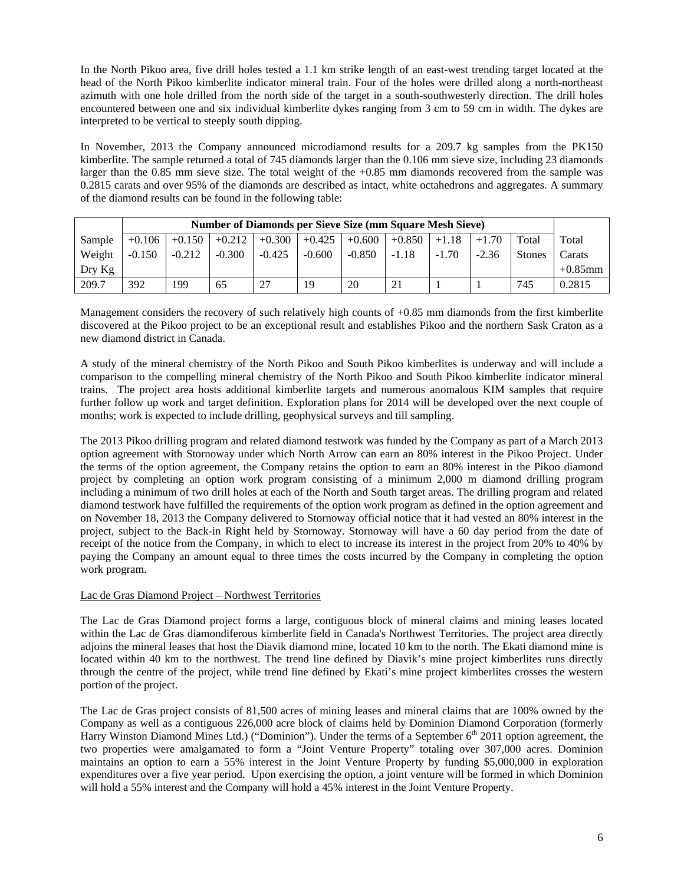In the North Pikoo area, five drill holes tested a 1.1 km strike length of an east-west trending target located at the head of the North Pikoo kimberlite indicator mineral train. Four of the holes were drilled along a north-northeast azimuth with one hole drilled from the north side of the target in a south-southwesterly direction. The drill holes encountered between one and six individual kimberlite dykes ranging from 3 cm to 59 cm in width. The dykes are interpreted to be vertical to steeply south dipping.

In November, 2013 the Company announced microdiamond results for a 209.7 kg samples from the PK150 kimberlite. The sample returned a total of 745 diamonds larger than the 0.106 mm sieve size, including 23 diamonds larger than the 0.85 mm sieve size. The total weight of the +0.85 mm diamonds recovered from the sample was 0.2815 carats and over 95% of the diamonds are described as intact, white octahedrons and aggregates. A summary of the diamond results can be found in the following table:

| | Number of Diamonds per Sieve Size (mm Square Mesh Sieve) | | | | | | | | | | |
|---|---|---|---|---|---|---|---|---|---|---|---|
| Sample Weight Dry Kg | +0.106 -0.150 | +0.150 -0.212 | +0.212 -0.300 | +0.300 -0.425 | +0.425 -0.600 | +0.600 -0.850 | +0.850 -1.18 | +1.18 -1.70 | +1.70 -2.36 | Total Stones | Total Carats +0.85mm |
| 209.7 | 392 | 199 | 65 | 27 | 19 | 20 | 21 | 1 | 1 | 745 | 0.2815 |

Management considers the recovery of such relatively high counts of +0.85 mm diamonds from the first kimberlite discovered at the Pikoo project to be an exceptional result and establishes Pikoo and the northern Sask Craton as a new diamond district in Canada.

A study of the mineral chemistry of the North Pikoo and South Pikoo kimberlites is underway and will include a comparison to the compelling mineral chemistry of the North Pikoo and South Pikoo kimberlite indicator mineral trains. The project area hosts additional kimberlite targets and numerous anomalous KIM samples that require further follow up work and target definition. Exploration plans for 2014 will be developed over the next couple of months; work is expected to include drilling, geophysical surveys and till sampling.

The 2013 Pikoo drilling program and related diamond testwork was funded by the Company as part of a March 2013 option agreement with Stornoway under which North Arrow can earn an 80% interest in the Pikoo Project. Under the terms of the option agreement, the Company retains the option to earn an 80% interest in the Pikoo diamond project by completing an option work program consisting of a minimum 2,000 m diamond drilling program including a minimum of two drill holes at each of the North and South target areas. The drilling program and related diamond testwork have fulfilled the requirements of the option work program as defined in the option agreement and on November 18, 2013 the Company delivered to Stornoway official notice that it had vested an 80% interest in the project, subject to the Back-in Right held by Stornoway. Stornoway will have a 60 day period from the date of receipt of the notice from the Company, in which to elect to increase its interest in the project from 20% to 40% by paying the Company an amount equal to three times the costs incurred by the Company in completing the option work program.

Lac de Gras Diamond Project – Northwest Territories

The Lac de Gras Diamond project forms a large, contiguous block of mineral claims and mining leases located within the Lac de Gras diamondiferous kimberlite field in Canada's Northwest Territories. The project area directly adjoins the mineral leases that host the Diavik diamond mine, located 10 km to the north. The Ekati diamond mine is located within 40 km to the northwest. The trend line defined by Diavik's mine project kimberlites runs directly through the centre of the project, while trend line defined by Ekati's mine project kimberlites crosses the western portion of the project.

The Lac de Gras project consists of 81,500 acres of mining leases and mineral claims that are 100% owned by the Company as well as a contiguous 226,000 acre block of claims held by Dominion Diamond Corporation (formerly Harry Winston Diamond Mines Ltd.) ("Dominion"). Under the terms of a September 6th 2011 option agreement, the two properties were amalgamated to form a "Joint Venture Property" totaling over 307,000 acres. Dominion maintains an option to earn a 55% interest in the Joint Venture Property by funding $5,000,000 in exploration expenditures over a five year period. Upon exercising the option, a joint venture will be formed in which Dominion will hold a 55% interest and the Company will hold a 45% interest in the Joint Venture Property.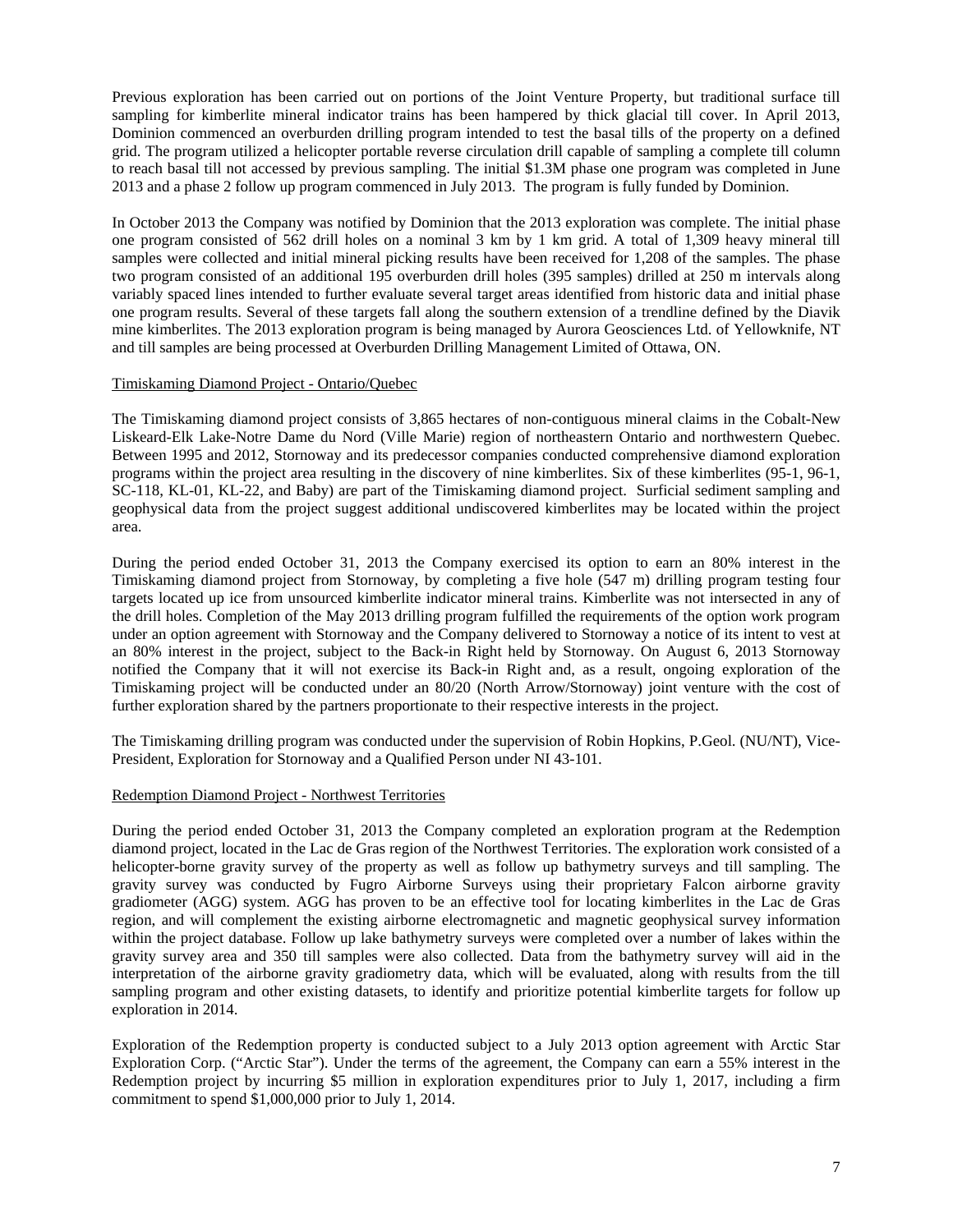Previous exploration has been carried out on portions of the Joint Venture Property, but traditional surface till sampling for kimberlite mineral indicator trains has been hampered by thick glacial till cover. In April 2013, Dominion commenced an overburden drilling program intended to test the basal tills of the property on a defined grid. The program utilized a helicopter portable reverse circulation drill capable of sampling a complete till column to reach basal till not accessed by previous sampling. The initial $1.3M phase one program was completed in June 2013 and a phase 2 follow up program commenced in July 2013. The program is fully funded by Dominion.

In October 2013 the Company was notified by Dominion that the 2013 exploration was complete. The initial phase one program consisted of 562 drill holes on a nominal 3 km by 1 km grid. A total of 1,309 heavy mineral till samples were collected and initial mineral picking results have been received for 1,208 of the samples. The phase two program consisted of an additional 195 overburden drill holes (395 samples) drilled at 250 m intervals along variably spaced lines intended to further evaluate several target areas identified from historic data and initial phase one program results. Several of these targets fall along the southern extension of a trendline defined by the Diavik mine kimberlites. The 2013 exploration program is being managed by Aurora Geosciences Ltd. of Yellowknife, NT and till samples are being processed at Overburden Drilling Management Limited of Ottawa, ON.

## Timiskaming Diamond Project - Ontario/Quebec

The Timiskaming diamond project consists of 3,865 hectares of non-contiguous mineral claims in the Cobalt-New Liskeard-Elk Lake-Notre Dame du Nord (Ville Marie) region of northeastern Ontario and northwestern Quebec. Between 1995 and 2012, Stornoway and its predecessor companies conducted comprehensive diamond exploration programs within the project area resulting in the discovery of nine kimberlites. Six of these kimberlites (95-1, 96-1, SC-118, KL-01, KL-22, and Baby) are part of the Timiskaming diamond project. Surficial sediment sampling and geophysical data from the project suggest additional undiscovered kimberlites may be located within the project area.

During the period ended October 31, 2013 the Company exercised its option to earn an 80% interest in the Timiskaming diamond project from Stornoway, by completing a five hole (547 m) drilling program testing four targets located up ice from unsourced kimberlite indicator mineral trains. Kimberlite was not intersected in any of the drill holes. Completion of the May 2013 drilling program fulfilled the requirements of the option work program under an option agreement with Stornoway and the Company delivered to Stornoway a notice of its intent to vest at an 80% interest in the project, subject to the Back-in Right held by Stornoway. On August 6, 2013 Stornoway notified the Company that it will not exercise its Back-in Right and, as a result, ongoing exploration of the Timiskaming project will be conducted under an 80/20 (North Arrow/Stornoway) joint venture with the cost of further exploration shared by the partners proportionate to their respective interests in the project.

The Timiskaming drilling program was conducted under the supervision of Robin Hopkins, P.Geol. (NU/NT), Vice-President, Exploration for Stornoway and a Qualified Person under NI 43-101.

## Redemption Diamond Project - Northwest Territories

During the period ended October 31, 2013 the Company completed an exploration program at the Redemption diamond project, located in the Lac de Gras region of the Northwest Territories. The exploration work consisted of a helicopter-borne gravity survey of the property as well as follow up bathymetry surveys and till sampling. The gravity survey was conducted by Fugro Airborne Surveys using their proprietary Falcon airborne gravity gradiometer (AGG) system. AGG has proven to be an effective tool for locating kimberlites in the Lac de Gras region, and will complement the existing airborne electromagnetic and magnetic geophysical survey information within the project database. Follow up lake bathymetry surveys were completed over a number of lakes within the gravity survey area and 350 till samples were also collected. Data from the bathymetry survey will aid in the interpretation of the airborne gravity gradiometry data, which will be evaluated, along with results from the till sampling program and other existing datasets, to identify and prioritize potential kimberlite targets for follow up exploration in 2014.

Exploration of the Redemption property is conducted subject to a July 2013 option agreement with Arctic Star Exploration Corp. ("Arctic Star"). Under the terms of the agreement, the Company can earn a 55% interest in the Redemption project by incurring $5 million in exploration expenditures prior to July 1, 2017, including a firm commitment to spend $1,000,000 prior to July 1, 2014.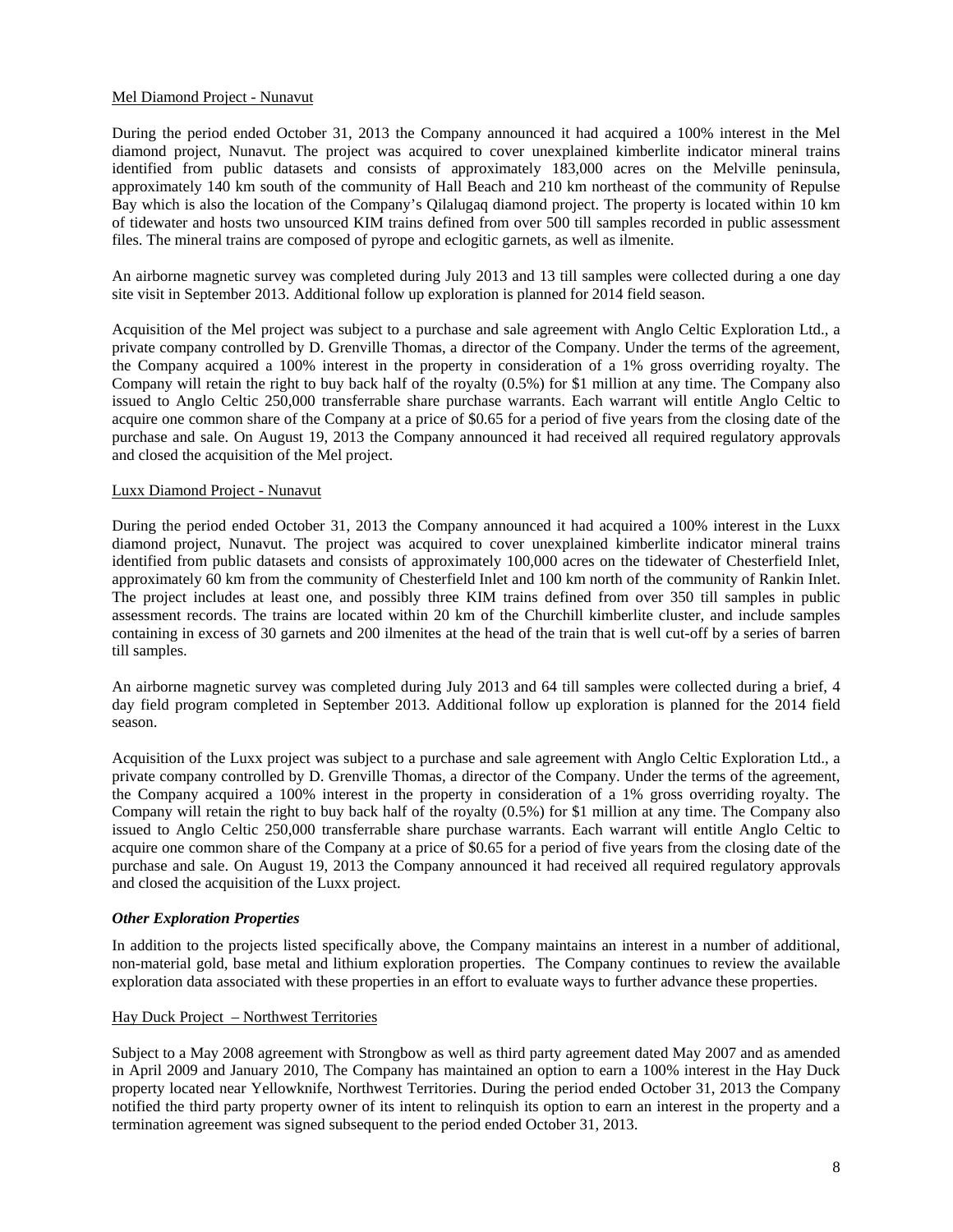Mel Diamond Project - Nunavut

During the period ended October 31, 2013 the Company announced it had acquired a 100% interest in the Mel diamond project, Nunavut. The project was acquired to cover unexplained kimberlite indicator mineral trains identified from public datasets and consists of approximately 183,000 acres on the Melville peninsula, approximately 140 km south of the community of Hall Beach and 210 km northeast of the community of Repulse Bay which is also the location of the Company's Qilalugaq diamond project. The property is located within 10 km of tidewater and hosts two unsourced KIM trains defined from over 500 till samples recorded in public assessment files. The mineral trains are composed of pyrope and eclogitic garnets, as well as ilmenite.

An airborne magnetic survey was completed during July 2013 and 13 till samples were collected during a one day site visit in September 2013. Additional follow up exploration is planned for 2014 field season.

Acquisition of the Mel project was subject to a purchase and sale agreement with Anglo Celtic Exploration Ltd., a private company controlled by D. Grenville Thomas, a director of the Company. Under the terms of the agreement, the Company acquired a 100% interest in the property in consideration of a 1% gross overriding royalty. The Company will retain the right to buy back half of the royalty (0.5%) for $1 million at any time. The Company also issued to Anglo Celtic 250,000 transferrable share purchase warrants. Each warrant will entitle Anglo Celtic to acquire one common share of the Company at a price of $0.65 for a period of five years from the closing date of the purchase and sale. On August 19, 2013 the Company announced it had received all required regulatory approvals and closed the acquisition of the Mel project.

Luxx Diamond Project - Nunavut

During the period ended October 31, 2013 the Company announced it had acquired a 100% interest in the Luxx diamond project, Nunavut. The project was acquired to cover unexplained kimberlite indicator mineral trains identified from public datasets and consists of approximately 100,000 acres on the tidewater of Chesterfield Inlet, approximately 60 km from the community of Chesterfield Inlet and 100 km north of the community of Rankin Inlet. The project includes at least one, and possibly three KIM trains defined from over 350 till samples in public assessment records. The trains are located within 20 km of the Churchill kimberlite cluster, and include samples containing in excess of 30 garnets and 200 ilmenites at the head of the train that is well cut-off by a series of barren till samples.

An airborne magnetic survey was completed during July 2013 and 64 till samples were collected during a brief, 4 day field program completed in September 2013. Additional follow up exploration is planned for the 2014 field season.

Acquisition of the Luxx project was subject to a purchase and sale agreement with Anglo Celtic Exploration Ltd., a private company controlled by D. Grenville Thomas, a director of the Company. Under the terms of the agreement, the Company acquired a 100% interest in the property in consideration of a 1% gross overriding royalty. The Company will retain the right to buy back half of the royalty (0.5%) for $1 million at any time. The Company also issued to Anglo Celtic 250,000 transferrable share purchase warrants. Each warrant will entitle Anglo Celtic to acquire one common share of the Company at a price of $0.65 for a period of five years from the closing date of the purchase and sale. On August 19, 2013 the Company announced it had received all required regulatory approvals and closed the acquisition of the Luxx project.

***Other Exploration Properties***

In addition to the projects listed specifically above, the Company maintains an interest in a number of additional, non-material gold, base metal and lithium exploration properties. The Company continues to review the available exploration data associated with these properties in an effort to evaluate ways to further advance these properties.

Hay Duck Project – Northwest Territories

Subject to a May 2008 agreement with Strongbow as well as third party agreement dated May 2007 and as amended in April 2009 and January 2010, The Company has maintained an option to earn a 100% interest in the Hay Duck property located near Yellowknife, Northwest Territories. During the period ended October 31, 2013 the Company notified the third party property owner of its intent to relinquish its option to earn an interest in the property and a termination agreement was signed subsequent to the period ended October 31, 2013.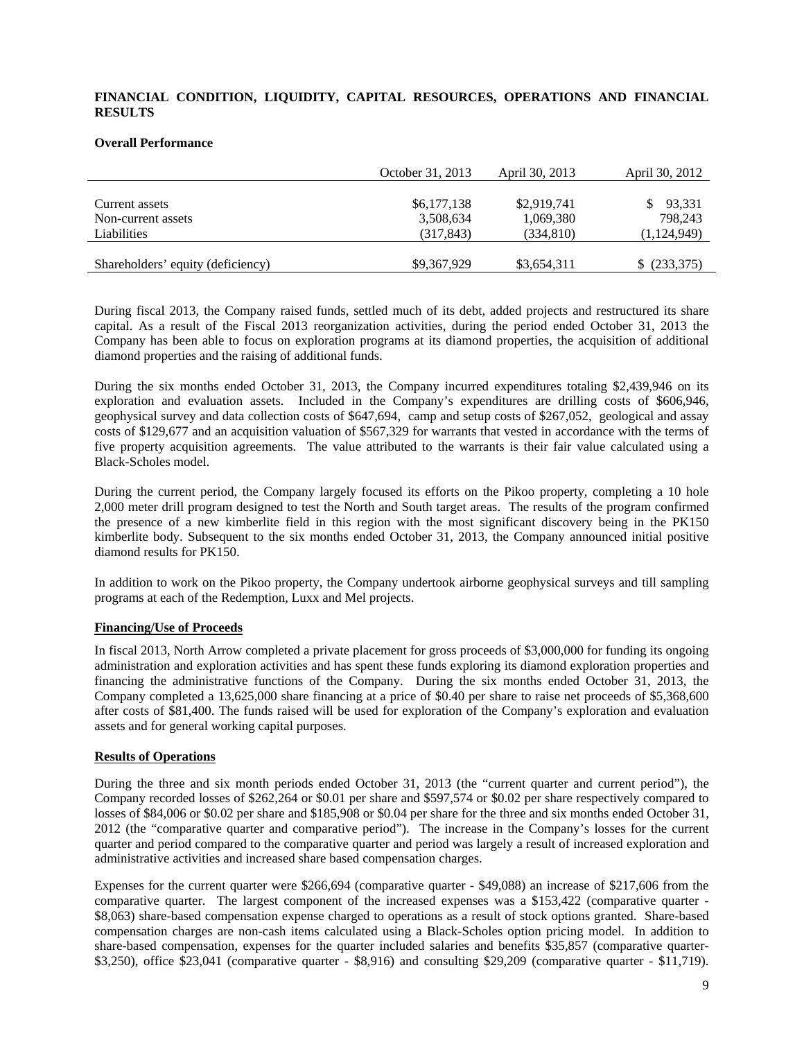## FINANCIAL CONDITION, LIQUIDITY, CAPITAL RESOURCES, OPERATIONS AND FINANCIAL RESULTS

### Overall Performance

| | October 31, 2013 | April 30, 2013 | April 30, 2012 |
|---|---|---|---|
| Current assets | $6,177,138 | $2,919,741 | $ 93,331 |
| Non-current assets | 3,508,634 | 1,069,380 | 798,243 |
| Liabilities | (317,843) | (334,810) | (1,124,949) |
| Shareholders' equity (deficiency) | $9,367,929 | $3,654,311 | $ (233,375) |

During fiscal 2013, the Company raised funds, settled much of its debt, added projects and restructured its share capital. As a result of the Fiscal 2013 reorganization activities, during the period ended October 31, 2013 the Company has been able to focus on exploration programs at its diamond properties, the acquisition of additional diamond properties and the raising of additional funds.

During the six months ended October 31, 2013, the Company incurred expenditures totaling $2,439,946 on its exploration and evaluation assets. Included in the Company's expenditures are drilling costs of $606,946, geophysical survey and data collection costs of $647,694, camp and setup costs of $267,052, geological and assay costs of $129,677 and an acquisition valuation of $567,329 for warrants that vested in accordance with the terms of five property acquisition agreements. The value attributed to the warrants is their fair value calculated using a Black-Scholes model.

During the current period, the Company largely focused its efforts on the Pikoo property, completing a 10 hole 2,000 meter drill program designed to test the North and South target areas. The results of the program confirmed the presence of a new kimberlite field in this region with the most significant discovery being in the PK150 kimberlite body. Subsequent to the six months ended October 31, 2013, the Company announced initial positive diamond results for PK150.

In addition to work on the Pikoo property, the Company undertook airborne geophysical surveys and till sampling programs at each of the Redemption, Luxx and Mel projects.

### Financing/Use of Proceeds

In fiscal 2013, North Arrow completed a private placement for gross proceeds of $3,000,000 for funding its ongoing administration and exploration activities and has spent these funds exploring its diamond exploration properties and financing the administrative functions of the Company. During the six months ended October 31, 2013, the Company completed a 13,625,000 share financing at a price of $0.40 per share to raise net proceeds of $5,368,600 after costs of $81,400. The funds raised will be used for exploration of the Company's exploration and evaluation assets and for general working capital purposes.

### Results of Operations

During the three and six month periods ended October 31, 2013 (the "current quarter and current period"), the Company recorded losses of $262,264 or $0.01 per share and $597,574 or $0.02 per share respectively compared to losses of $84,006 or $0.02 per share and $185,908 or $0.04 per share for the three and six months ended October 31, 2012 (the "comparative quarter and comparative period"). The increase in the Company's losses for the current quarter and period compared to the comparative quarter and period was largely a result of increased exploration and administrative activities and increased share based compensation charges.

Expenses for the current quarter were $266,694 (comparative quarter - $49,088) an increase of $217,606 from the comparative quarter. The largest component of the increased expenses was a $153,422 (comparative quarter - $8,063) share-based compensation expense charged to operations as a result of stock options granted. Share-based compensation charges are non-cash items calculated using a Black-Scholes option pricing model. In addition to share-based compensation, expenses for the quarter included salaries and benefits $35,857 (comparative quarter- $3,250), office $23,041 (comparative quarter - $8,916) and consulting $29,209 (comparative quarter - $11,719).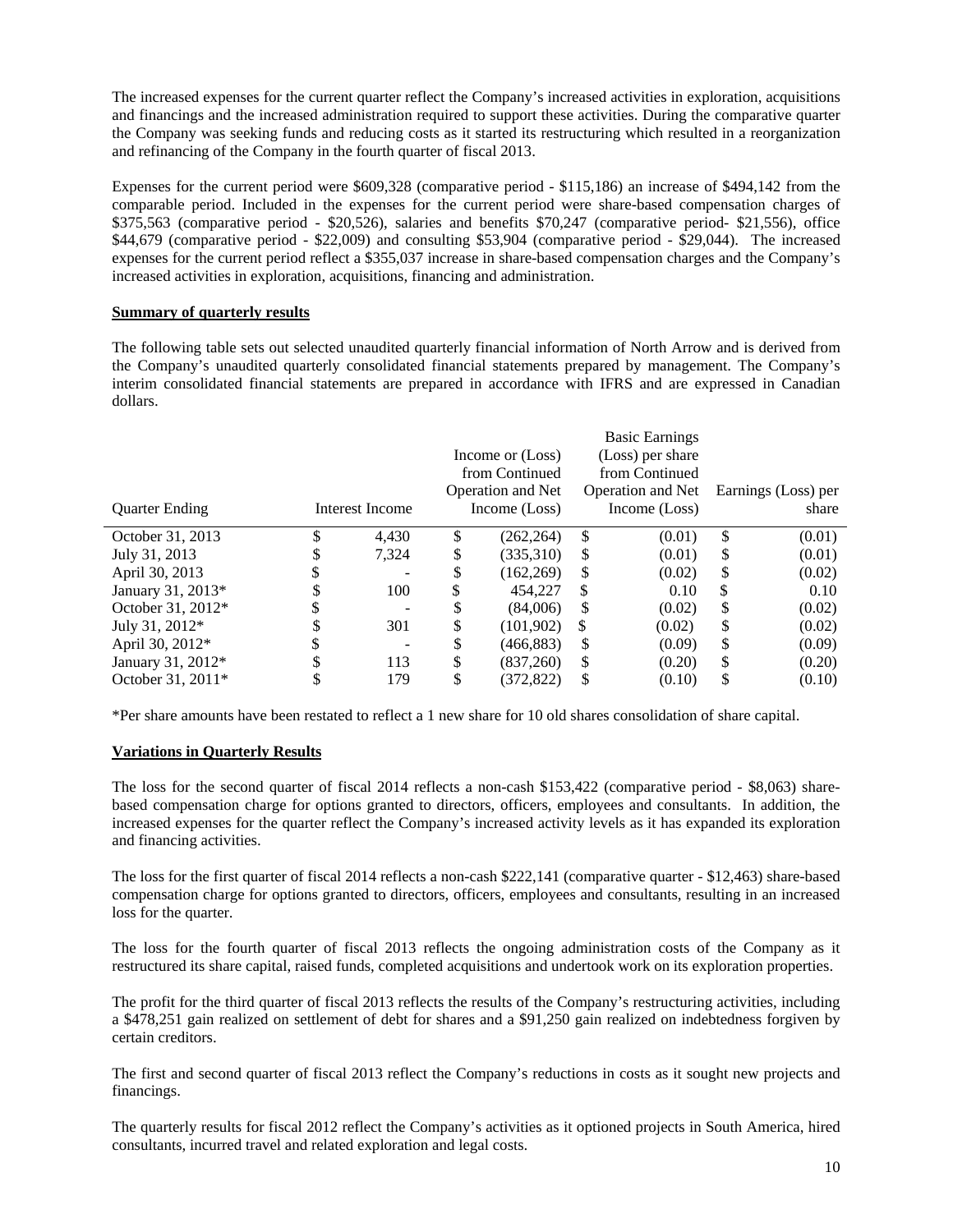The increased expenses for the current quarter reflect the Company's increased activities in exploration, acquisitions and financings and the increased administration required to support these activities. During the comparative quarter the Company was seeking funds and reducing costs as it started its restructuring which resulted in a reorganization and refinancing of the Company in the fourth quarter of fiscal 2013.

Expenses for the current period were $609,328 (comparative period - $115,186) an increase of $494,142 from the comparable period. Included in the expenses for the current period were share-based compensation charges of $375,563 (comparative period - $20,526), salaries and benefits $70,247 (comparative period- $21,556), office $44,679 (comparative period - $22,009) and consulting $53,904 (comparative period - $29,044). The increased expenses for the current period reflect a $355,037 increase in share-based compensation charges and the Company's increased activities in exploration, acquisitions, financing and administration.

**Summary of quarterly results**

The following table sets out selected unaudited quarterly financial information of North Arrow and is derived from the Company's unaudited quarterly consolidated financial statements prepared by management. The Company's interim consolidated financial statements are prepared in accordance with IFRS and are expressed in Canadian dollars.

| Quarter Ending | Interest Income | Income or (Loss) from Continued Operation and Net Income (Loss) | Basic Earnings (Loss) per share from Continued Operation and Net Income (Loss) | Earnings (Loss) per share |
|---|---|---|---|---|
| October 31, 2013 | $ 4,430 | $ (262,264) | $ (0.01) | $ (0.01) |
| July 31, 2013 | $ 7,324 | $ (335,310) | $ (0.01) | $ (0.01) |
| April 30, 2013 | $ - | $ (162,269) | $ (0.02) | $ (0.02) |
| January 31, 2013* | $ 100 | $ 454,227 | $ 0.10 | $ 0.10 |
| October 31, 2012* | $ - | $ (84,006) | $ (0.02) | $ (0.02) |
| July 31, 2012* | $ 301 | $ (101,902) | $ (0.02) | $ (0.02) |
| April 30, 2012* | $ - | $ (466,883) | $ (0.09) | $ (0.09) |
| January 31, 2012* | $ 113 | $ (837,260) | $ (0.20) | $ (0.20) |
| October 31, 2011* | $ 179 | $ (372,822) | $ (0.10) | $ (0.10) |

*Per share amounts have been restated to reflect a 1 new share for 10 old shares consolidation of share capital.

**Variations in Quarterly Results**

The loss for the second quarter of fiscal 2014 reflects a non-cash $153,422 (comparative period - $8,063) share-based compensation charge for options granted to directors, officers, employees and consultants. In addition, the increased expenses for the quarter reflect the Company's increased activity levels as it has expanded its exploration and financing activities.

The loss for the first quarter of fiscal 2014 reflects a non-cash $222,141 (comparative quarter - $12,463) share-based compensation charge for options granted to directors, officers, employees and consultants, resulting in an increased loss for the quarter.

The loss for the fourth quarter of fiscal 2013 reflects the ongoing administration costs of the Company as it restructured its share capital, raised funds, completed acquisitions and undertook work on its exploration properties.

The profit for the third quarter of fiscal 2013 reflects the results of the Company's restructuring activities, including a $478,251 gain realized on settlement of debt for shares and a $91,250 gain realized on indebtedness forgiven by certain creditors.

The first and second quarter of fiscal 2013 reflect the Company's reductions in costs as it sought new projects and financings.

The quarterly results for fiscal 2012 reflect the Company's activities as it optioned projects in South America, hired consultants, incurred travel and related exploration and legal costs.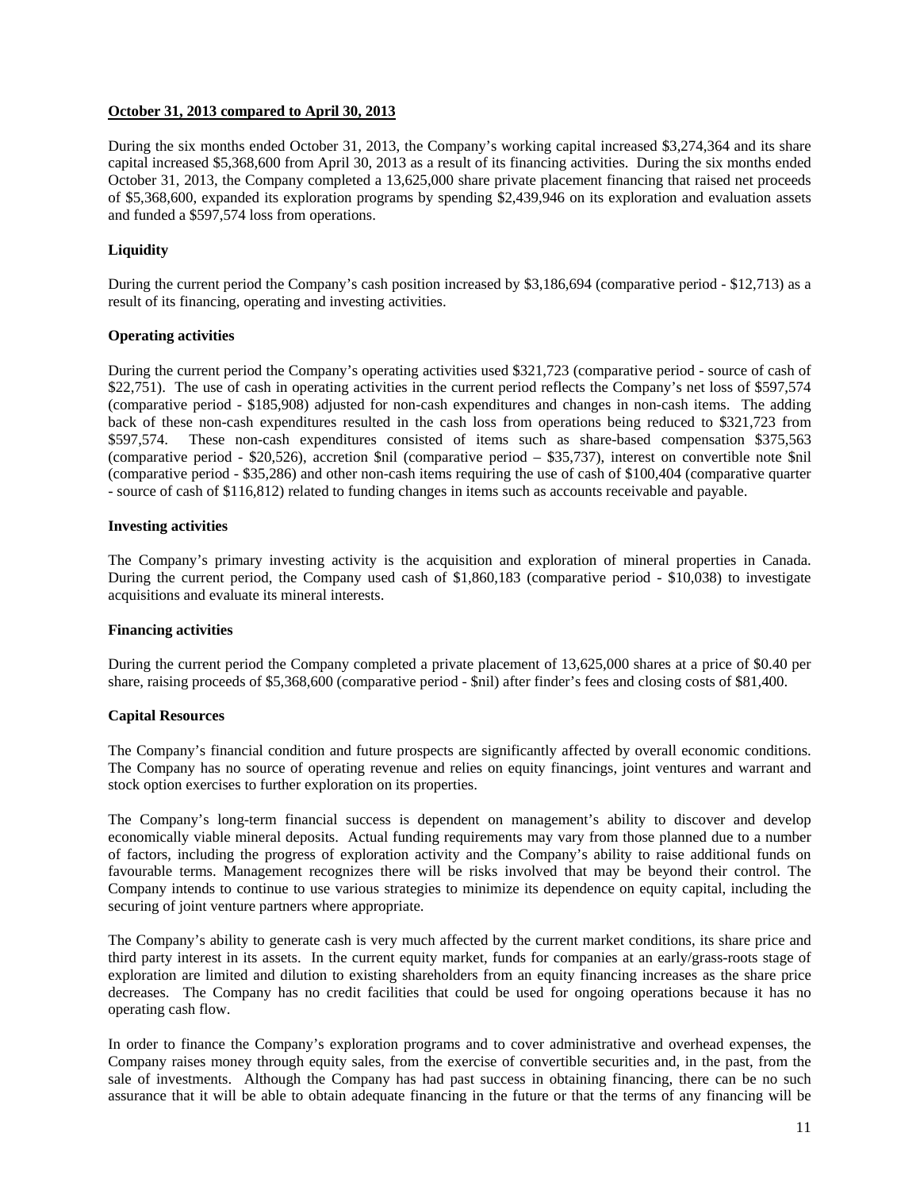**October 31, 2013 compared to April 30, 2013**

During the six months ended October 31, 2013, the Company's working capital increased $3,274,364 and its share capital increased $5,368,600 from April 30, 2013 as a result of its financing activities. During the six months ended October 31, 2013, the Company completed a 13,625,000 share private placement financing that raised net proceeds of $5,368,600, expanded its exploration programs by spending $2,439,946 on its exploration and evaluation assets and funded a $597,574 loss from operations.

**Liquidity**

During the current period the Company's cash position increased by $3,186,694 (comparative period - $12,713) as a result of its financing, operating and investing activities.

**Operating activities**

During the current period the Company's operating activities used $321,723 (comparative period - source of cash of $22,751). The use of cash in operating activities in the current period reflects the Company's net loss of $597,574 (comparative period - $185,908) adjusted for non-cash expenditures and changes in non-cash items. The adding back of these non-cash expenditures resulted in the cash loss from operations being reduced to $321,723 from $597,574. These non-cash expenditures consisted of items such as share-based compensation $375,563 (comparative period - $20,526), accretion $nil (comparative period – $35,737), interest on convertible note $nil (comparative period - $35,286) and other non-cash items requiring the use of cash of $100,404 (comparative quarter - source of cash of $116,812) related to funding changes in items such as accounts receivable and payable.

**Investing activities**

The Company's primary investing activity is the acquisition and exploration of mineral properties in Canada. During the current period, the Company used cash of $1,860,183 (comparative period - $10,038) to investigate acquisitions and evaluate its mineral interests.

**Financing activities**

During the current period the Company completed a private placement of 13,625,000 shares at a price of $0.40 per share, raising proceeds of $5,368,600 (comparative period - $nil) after finder's fees and closing costs of $81,400.

**Capital Resources**

The Company's financial condition and future prospects are significantly affected by overall economic conditions. The Company has no source of operating revenue and relies on equity financings, joint ventures and warrant and stock option exercises to further exploration on its properties.

The Company's long-term financial success is dependent on management's ability to discover and develop economically viable mineral deposits. Actual funding requirements may vary from those planned due to a number of factors, including the progress of exploration activity and the Company's ability to raise additional funds on favourable terms. Management recognizes there will be risks involved that may be beyond their control. The Company intends to continue to use various strategies to minimize its dependence on equity capital, including the securing of joint venture partners where appropriate.

The Company's ability to generate cash is very much affected by the current market conditions, its share price and third party interest in its assets. In the current equity market, funds for companies at an early/grass-roots stage of exploration are limited and dilution to existing shareholders from an equity financing increases as the share price decreases. The Company has no credit facilities that could be used for ongoing operations because it has no operating cash flow.

In order to finance the Company's exploration programs and to cover administrative and overhead expenses, the Company raises money through equity sales, from the exercise of convertible securities and, in the past, from the sale of investments. Although the Company has had past success in obtaining financing, there can be no such assurance that it will be able to obtain adequate financing in the future or that the terms of any financing will be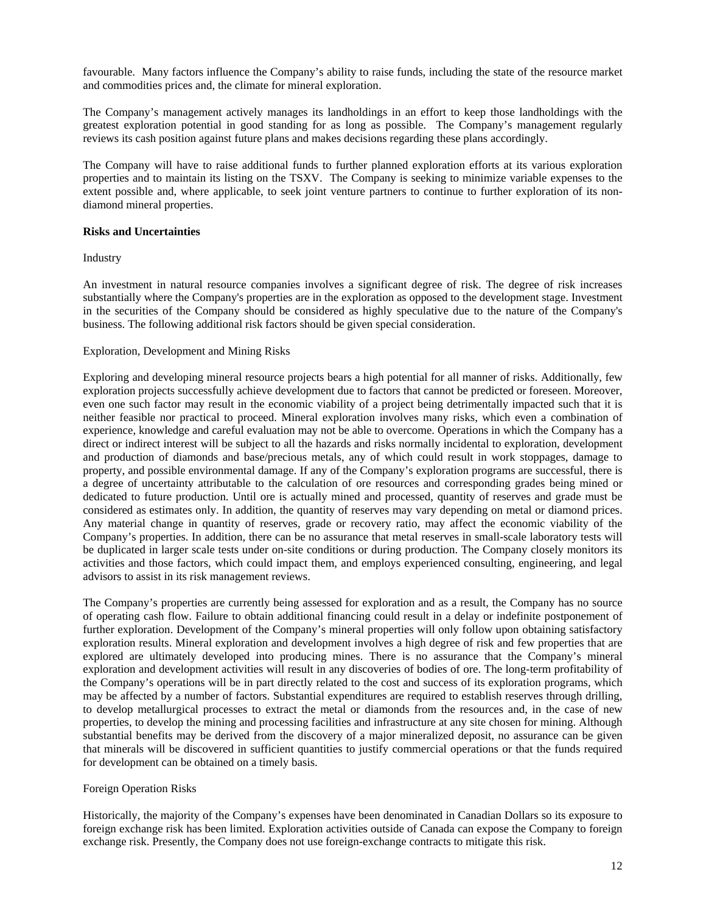favourable. Many factors influence the Company's ability to raise funds, including the state of the resource market and commodities prices and, the climate for mineral exploration.

The Company's management actively manages its landholdings in an effort to keep those landholdings with the greatest exploration potential in good standing for as long as possible. The Company's management regularly reviews its cash position against future plans and makes decisions regarding these plans accordingly.

The Company will have to raise additional funds to further planned exploration efforts at its various exploration properties and to maintain its listing on the TSXV. The Company is seeking to minimize variable expenses to the extent possible and, where applicable, to seek joint venture partners to continue to further exploration of its non-diamond mineral properties.

**Risks and Uncertainties**

Industry

An investment in natural resource companies involves a significant degree of risk. The degree of risk increases substantially where the Company's properties are in the exploration as opposed to the development stage. Investment in the securities of the Company should be considered as highly speculative due to the nature of the Company's business. The following additional risk factors should be given special consideration.

Exploration, Development and Mining Risks

Exploring and developing mineral resource projects bears a high potential for all manner of risks. Additionally, few exploration projects successfully achieve development due to factors that cannot be predicted or foreseen. Moreover, even one such factor may result in the economic viability of a project being detrimentally impacted such that it is neither feasible nor practical to proceed. Mineral exploration involves many risks, which even a combination of experience, knowledge and careful evaluation may not be able to overcome. Operations in which the Company has a direct or indirect interest will be subject to all the hazards and risks normally incidental to exploration, development and production of diamonds and base/precious metals, any of which could result in work stoppages, damage to property, and possible environmental damage. If any of the Company's exploration programs are successful, there is a degree of uncertainty attributable to the calculation of ore resources and corresponding grades being mined or dedicated to future production. Until ore is actually mined and processed, quantity of reserves and grade must be considered as estimates only. In addition, the quantity of reserves may vary depending on metal or diamond prices. Any material change in quantity of reserves, grade or recovery ratio, may affect the economic viability of the Company's properties. In addition, there can be no assurance that metal reserves in small-scale laboratory tests will be duplicated in larger scale tests under on-site conditions or during production. The Company closely monitors its activities and those factors, which could impact them, and employs experienced consulting, engineering, and legal advisors to assist in its risk management reviews.

The Company's properties are currently being assessed for exploration and as a result, the Company has no source of operating cash flow. Failure to obtain additional financing could result in a delay or indefinite postponement of further exploration. Development of the Company's mineral properties will only follow upon obtaining satisfactory exploration results. Mineral exploration and development involves a high degree of risk and few properties that are explored are ultimately developed into producing mines. There is no assurance that the Company's mineral exploration and development activities will result in any discoveries of bodies of ore. The long-term profitability of the Company's operations will be in part directly related to the cost and success of its exploration programs, which may be affected by a number of factors. Substantial expenditures are required to establish reserves through drilling, to develop metallurgical processes to extract the metal or diamonds from the resources and, in the case of new properties, to develop the mining and processing facilities and infrastructure at any site chosen for mining. Although substantial benefits may be derived from the discovery of a major mineralized deposit, no assurance can be given that minerals will be discovered in sufficient quantities to justify commercial operations or that the funds required for development can be obtained on a timely basis.

Foreign Operation Risks

Historically, the majority of the Company's expenses have been denominated in Canadian Dollars so its exposure to foreign exchange risk has been limited. Exploration activities outside of Canada can expose the Company to foreign exchange risk. Presently, the Company does not use foreign-exchange contracts to mitigate this risk.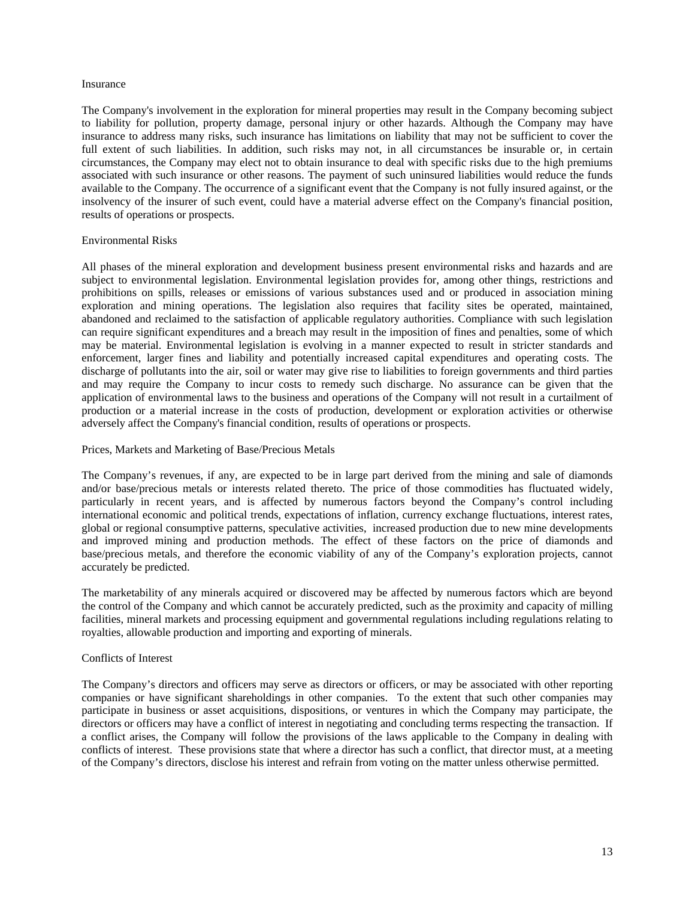### Insurance

The Company's involvement in the exploration for mineral properties may result in the Company becoming subject to liability for pollution, property damage, personal injury or other hazards. Although the Company may have insurance to address many risks, such insurance has limitations on liability that may not be sufficient to cover the full extent of such liabilities. In addition, such risks may not, in all circumstances be insurable or, in certain circumstances, the Company may elect not to obtain insurance to deal with specific risks due to the high premiums associated with such insurance or other reasons. The payment of such uninsured liabilities would reduce the funds available to the Company. The occurrence of a significant event that the Company is not fully insured against, or the insolvency of the insurer of such event, could have a material adverse effect on the Company's financial position, results of operations or prospects.

### Environmental Risks

All phases of the mineral exploration and development business present environmental risks and hazards and are subject to environmental legislation. Environmental legislation provides for, among other things, restrictions and prohibitions on spills, releases or emissions of various substances used and or produced in association mining exploration and mining operations. The legislation also requires that facility sites be operated, maintained, abandoned and reclaimed to the satisfaction of applicable regulatory authorities. Compliance with such legislation can require significant expenditures and a breach may result in the imposition of fines and penalties, some of which may be material. Environmental legislation is evolving in a manner expected to result in stricter standards and enforcement, larger fines and liability and potentially increased capital expenditures and operating costs. The discharge of pollutants into the air, soil or water may give rise to liabilities to foreign governments and third parties and may require the Company to incur costs to remedy such discharge. No assurance can be given that the application of environmental laws to the business and operations of the Company will not result in a curtailment of production or a material increase in the costs of production, development or exploration activities or otherwise adversely affect the Company's financial condition, results of operations or prospects.

### Prices, Markets and Marketing of Base/Precious Metals

The Company’s revenues, if any, are expected to be in large part derived from the mining and sale of diamonds and/or base/precious metals or interests related thereto. The price of those commodities has fluctuated widely, particularly in recent years, and is affected by numerous factors beyond the Company’s control including international economic and political trends, expectations of inflation, currency exchange fluctuations, interest rates, global or regional consumptive patterns, speculative activities, increased production due to new mine developments and improved mining and production methods. The effect of these factors on the price of diamonds and base/precious metals, and therefore the economic viability of any of the Company’s exploration projects, cannot accurately be predicted.

The marketability of any minerals acquired or discovered may be affected by numerous factors which are beyond the control of the Company and which cannot be accurately predicted, such as the proximity and capacity of milling facilities, mineral markets and processing equipment and governmental regulations including regulations relating to royalties, allowable production and importing and exporting of minerals.

### Conflicts of Interest

The Company’s directors and officers may serve as directors or officers, or may be associated with other reporting companies or have significant shareholdings in other companies. To the extent that such other companies may participate in business or asset acquisitions, dispositions, or ventures in which the Company may participate, the directors or officers may have a conflict of interest in negotiating and concluding terms respecting the transaction. If a conflict arises, the Company will follow the provisions of the laws applicable to the Company in dealing with conflicts of interest. These provisions state that where a director has such a conflict, that director must, at a meeting of the Company’s directors, disclose his interest and refrain from voting on the matter unless otherwise permitted.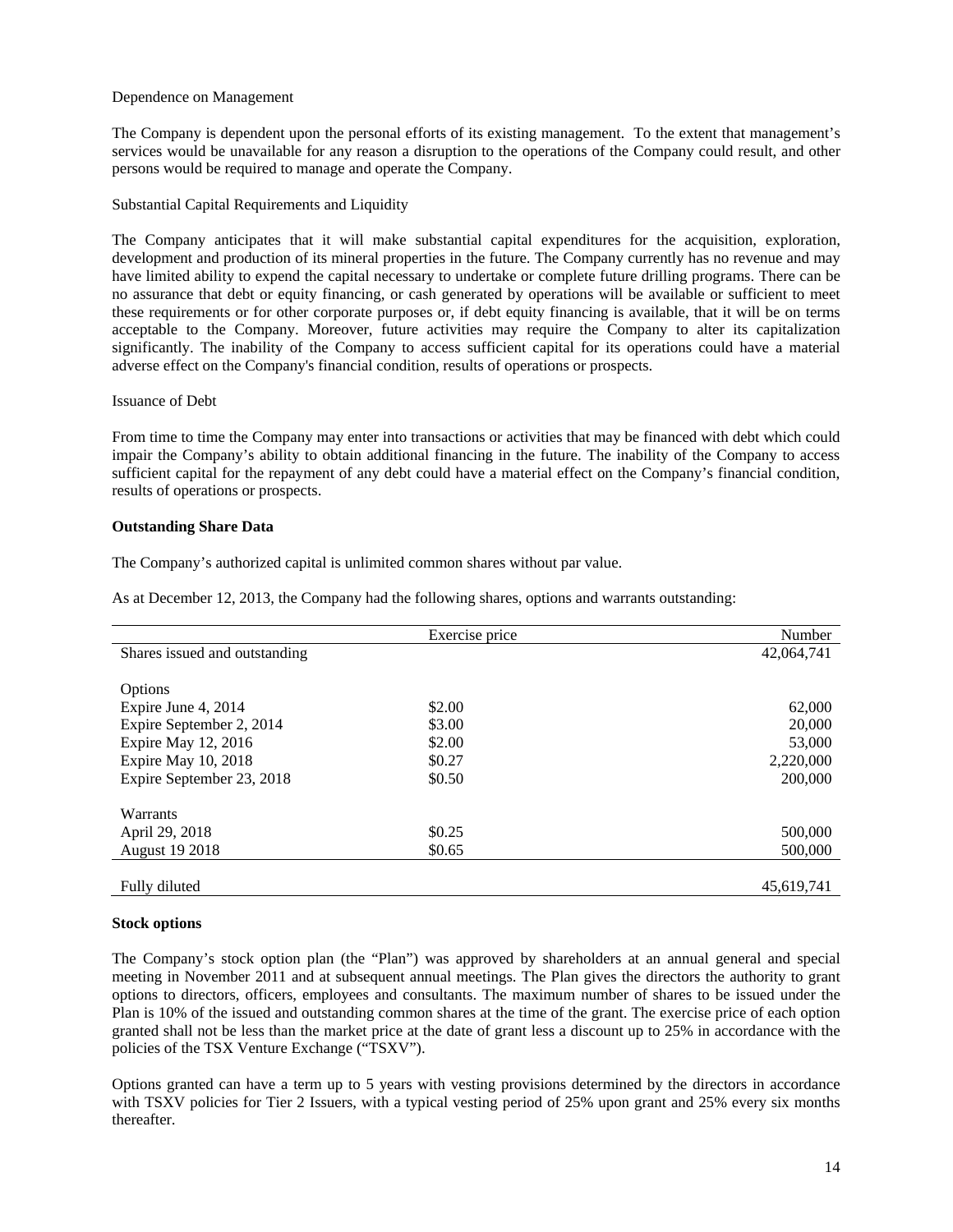Dependence on Management

The Company is dependent upon the personal efforts of its existing management. To the extent that management's services would be unavailable for any reason a disruption to the operations of the Company could result, and other persons would be required to manage and operate the Company.

Substantial Capital Requirements and Liquidity

The Company anticipates that it will make substantial capital expenditures for the acquisition, exploration, development and production of its mineral properties in the future. The Company currently has no revenue and may have limited ability to expend the capital necessary to undertake or complete future drilling programs. There can be no assurance that debt or equity financing, or cash generated by operations will be available or sufficient to meet these requirements or for other corporate purposes or, if debt equity financing is available, that it will be on terms acceptable to the Company. Moreover, future activities may require the Company to alter its capitalization significantly. The inability of the Company to access sufficient capital for its operations could have a material adverse effect on the Company's financial condition, results of operations or prospects.

Issuance of Debt

From time to time the Company may enter into transactions or activities that may be financed with debt which could impair the Company's ability to obtain additional financing in the future. The inability of the Company to access sufficient capital for the repayment of any debt could have a material effect on the Company's financial condition, results of operations or prospects.

**Outstanding Share Data**

The Company's authorized capital is unlimited common shares without par value.

As at December 12, 2013, the Company had the following shares, options and warrants outstanding:

| | Exercise price | Number |
|---|---|---|
| Shares issued and outstanding | | 42,064,741 |
| | | |
| Options | | |
| Expire June 4, 2014 | \$2.00 | 62,000 |
| Expire September 2, 2014 | \$3.00 | 20,000 |
| Expire May 12, 2016 | \$2.00 | 53,000 |
| Expire May 10, 2018 | \$0.27 | 2,220,000 |
| Expire September 23, 2018 | \$0.50 | 200,000 |
| | | |
| Warrants | | |
| April 29, 2018 | \$0.25 | 500,000 |
| August 19 2018 | \$0.65 | 500,000 |
| | | |
| Fully diluted | | 45,619,741 |

**Stock options**

The Company's stock option plan (the "Plan") was approved by shareholders at an annual general and special meeting in November 2011 and at subsequent annual meetings. The Plan gives the directors the authority to grant options to directors, officers, employees and consultants. The maximum number of shares to be issued under the Plan is 10% of the issued and outstanding common shares at the time of the grant. The exercise price of each option granted shall not be less than the market price at the date of grant less a discount up to 25% in accordance with the policies of the TSX Venture Exchange ("TSXV").

Options granted can have a term up to 5 years with vesting provisions determined by the directors in accordance with TSXV policies for Tier 2 Issuers, with a typical vesting period of 25% upon grant and 25% every six months thereafter.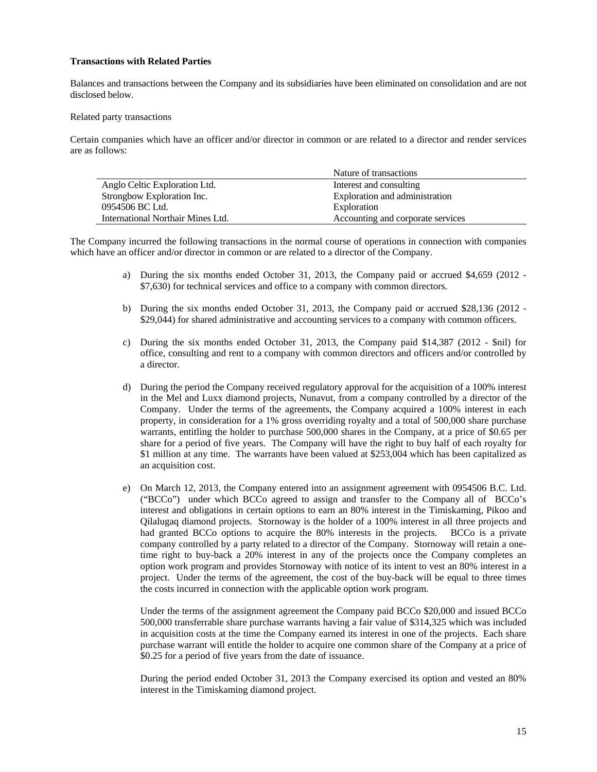**Transactions with Related Parties**

Balances and transactions between the Company and its subsidiaries have been eliminated on consolidation and are not disclosed below.

Related party transactions

Certain companies which have an officer and/or director in common or are related to a director and render services are as follows:

| | Nature of transactions |
|---|---|
| Anglo Celtic Exploration Ltd. | Interest and consulting |
| Strongbow Exploration Inc. | Exploration and administration |
| 0954506 BC Ltd. | Exploration |
| International Northair Mines Ltd. | Accounting and corporate services |

The Company incurred the following transactions in the normal course of operations in connection with companies which have an officer and/or director in common or are related to a director of the Company.

a) During the six months ended October 31, 2013, the Company paid or accrued $4,659 (2012 - $7,630) for technical services and office to a company with common directors.

b) During the six months ended October 31, 2013, the Company paid or accrued $28,136 (2012 - $29,044) for shared administrative and accounting services to a company with common officers.

c) During the six months ended October 31, 2013, the Company paid $14,387 (2012 - $nil) for office, consulting and rent to a company with common directors and officers and/or controlled by a director.

d) During the period the Company received regulatory approval for the acquisition of a 100% interest in the Mel and Luxx diamond projects, Nunavut, from a company controlled by a director of the Company. Under the terms of the agreements, the Company acquired a 100% interest in each property, in consideration for a 1% gross overriding royalty and a total of 500,000 share purchase warrants, entitling the holder to purchase 500,000 shares in the Company, at a price of $0.65 per share for a period of five years. The Company will have the right to buy half of each royalty for $1 million at any time. The warrants have been valued at $253,004 which has been capitalized as an acquisition cost.

e) On March 12, 2013, the Company entered into an assignment agreement with 0954506 B.C. Ltd. ("BCCo") under which BCCo agreed to assign and transfer to the Company all of BCCo's interest and obligations in certain options to earn an 80% interest in the Timiskaming, Pikoo and Qilalugaq diamond projects. Stornoway is the holder of a 100% interest in all three projects and had granted BCCo options to acquire the 80% interests in the projects. BCCo is a private company controlled by a party related to a director of the Company. Stornoway will retain a one-time right to buy-back a 20% interest in any of the projects once the Company completes an option work program and provides Stornoway with notice of its intent to vest an 80% interest in a project. Under the terms of the agreement, the cost of the buy-back will be equal to three times the costs incurred in connection with the applicable option work program.

   Under the terms of the assignment agreement the Company paid BCCo $20,000 and issued BCCo 500,000 transferrable share purchase warrants having a fair value of $314,325 which was included in acquisition costs at the time the Company earned its interest in one of the projects. Each share purchase warrant will entitle the holder to acquire one common share of the Company at a price of $0.25 for a period of five years from the date of issuance.

   During the period ended October 31, 2013 the Company exercised its option and vested an 80% interest in the Timiskaming diamond project.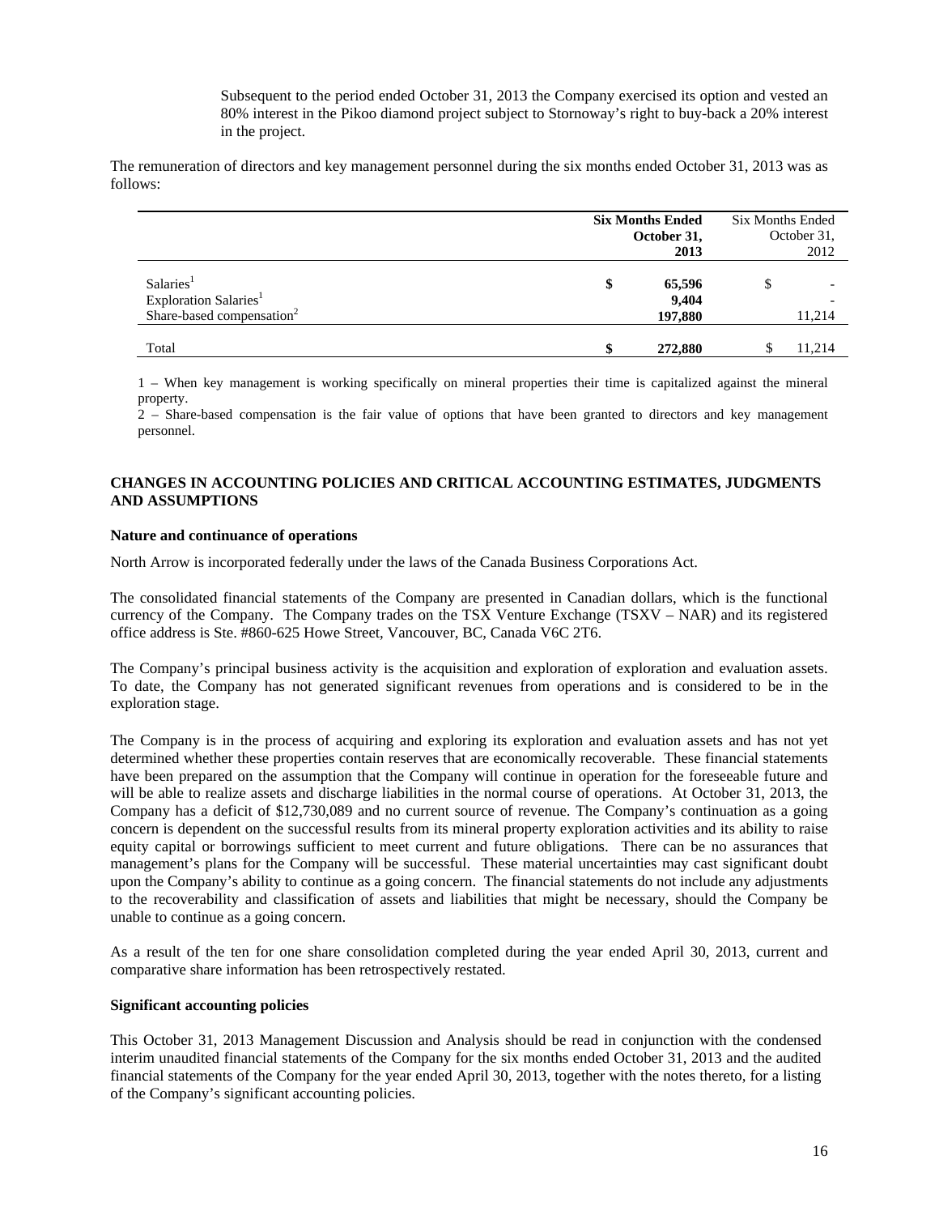Subsequent to the period ended October 31, 2013 the Company exercised its option and vested an 80% interest in the Pikoo diamond project subject to Stornoway's right to buy-back a 20% interest in the project.

The remuneration of directors and key management personnel during the six months ended October 31, 2013 was as follows:

| | **Six Months Ended October 31, 2013** | Six Months Ended October 31, 2012 |
|---|---|---|
| Salaries[1] | **$ 65,596** | $ - |
| Exploration Salaries[1] | **9,404** | - |
| Share-based compensation[2] | **197,880** | 11,214 |
| Total | **$ 272,880** | $ 11,214 |

1 – When key management is working specifically on mineral properties their time is capitalized against the mineral property.
2 – Share-based compensation is the fair value of options that have been granted to directors and key management personnel.

## CHANGES IN ACCOUNTING POLICIES AND CRITICAL ACCOUNTING ESTIMATES, JUDGMENTS AND ASSUMPTIONS

### Nature and continuance of operations

North Arrow is incorporated federally under the laws of the Canada Business Corporations Act.

The consolidated financial statements of the Company are presented in Canadian dollars, which is the functional currency of the Company. The Company trades on the TSX Venture Exchange (TSXV – NAR) and its registered office address is Ste. #860-625 Howe Street, Vancouver, BC, Canada V6C 2T6.

The Company's principal business activity is the acquisition and exploration of exploration and evaluation assets. To date, the Company has not generated significant revenues from operations and is considered to be in the exploration stage.

The Company is in the process of acquiring and exploring its exploration and evaluation assets and has not yet determined whether these properties contain reserves that are economically recoverable. These financial statements have been prepared on the assumption that the Company will continue in operation for the foreseeable future and will be able to realize assets and discharge liabilities in the normal course of operations. At October 31, 2013, the Company has a deficit of $12,730,089 and no current source of revenue. The Company's continuation as a going concern is dependent on the successful results from its mineral property exploration activities and its ability to raise equity capital or borrowings sufficient to meet current and future obligations. There can be no assurances that management's plans for the Company will be successful. These material uncertainties may cast significant doubt upon the Company's ability to continue as a going concern. The financial statements do not include any adjustments to the recoverability and classification of assets and liabilities that might be necessary, should the Company be unable to continue as a going concern.

As a result of the ten for one share consolidation completed during the year ended April 30, 2013, current and comparative share information has been retrospectively restated.

### Significant accounting policies

This October 31, 2013 Management Discussion and Analysis should be read in conjunction with the condensed interim unaudited financial statements of the Company for the six months ended October 31, 2013 and the audited financial statements of the Company for the year ended April 30, 2013, together with the notes thereto, for a listing of the Company's significant accounting policies.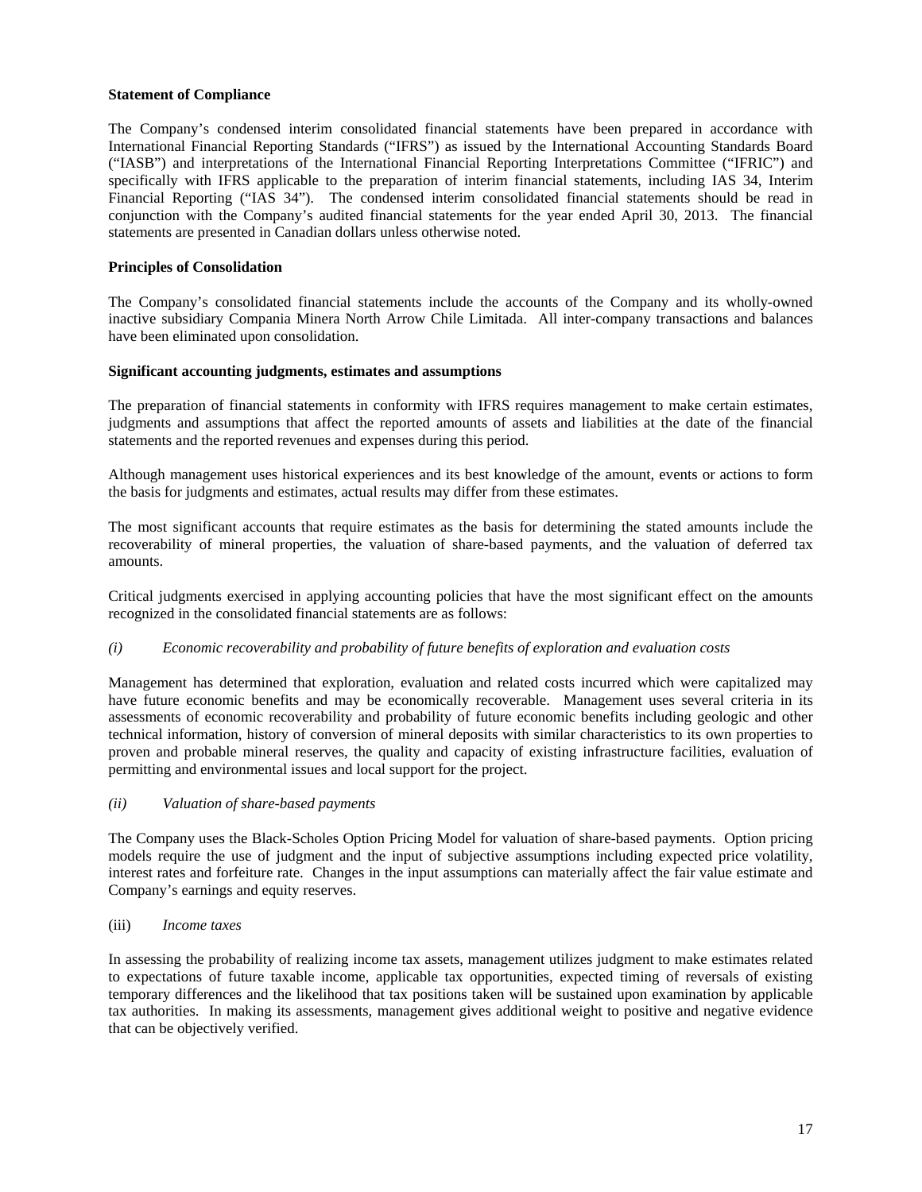**Statement of Compliance**

The Company's condensed interim consolidated financial statements have been prepared in accordance with International Financial Reporting Standards ("IFRS") as issued by the International Accounting Standards Board ("IASB") and interpretations of the International Financial Reporting Interpretations Committee ("IFRIC") and specifically with IFRS applicable to the preparation of interim financial statements, including IAS 34, Interim Financial Reporting ("IAS 34"). The condensed interim consolidated financial statements should be read in conjunction with the Company's audited financial statements for the year ended April 30, 2013. The financial statements are presented in Canadian dollars unless otherwise noted.

**Principles of Consolidation**

The Company's consolidated financial statements include the accounts of the Company and its wholly-owned inactive subsidiary Compania Minera North Arrow Chile Limitada. All inter-company transactions and balances have been eliminated upon consolidation.

**Significant accounting judgments, estimates and assumptions**

The preparation of financial statements in conformity with IFRS requires management to make certain estimates, judgments and assumptions that affect the reported amounts of assets and liabilities at the date of the financial statements and the reported revenues and expenses during this period.

Although management uses historical experiences and its best knowledge of the amount, events or actions to form the basis for judgments and estimates, actual results may differ from these estimates.

The most significant accounts that require estimates as the basis for determining the stated amounts include the recoverability of mineral properties, the valuation of share-based payments, and the valuation of deferred tax amounts.

Critical judgments exercised in applying accounting policies that have the most significant effect on the amounts recognized in the consolidated financial statements are as follows:

*(i) Economic recoverability and probability of future benefits of exploration and evaluation costs*

Management has determined that exploration, evaluation and related costs incurred which were capitalized may have future economic benefits and may be economically recoverable. Management uses several criteria in its assessments of economic recoverability and probability of future economic benefits including geologic and other technical information, history of conversion of mineral deposits with similar characteristics to its own properties to proven and probable mineral reserves, the quality and capacity of existing infrastructure facilities, evaluation of permitting and environmental issues and local support for the project.

*(ii) Valuation of share-based payments*

The Company uses the Black-Scholes Option Pricing Model for valuation of share-based payments. Option pricing models require the use of judgment and the input of subjective assumptions including expected price volatility, interest rates and forfeiture rate. Changes in the input assumptions can materially affect the fair value estimate and Company's earnings and equity reserves.

(iii) *Income taxes*

In assessing the probability of realizing income tax assets, management utilizes judgment to make estimates related to expectations of future taxable income, applicable tax opportunities, expected timing of reversals of existing temporary differences and the likelihood that tax positions taken will be sustained upon examination by applicable tax authorities. In making its assessments, management gives additional weight to positive and negative evidence that can be objectively verified.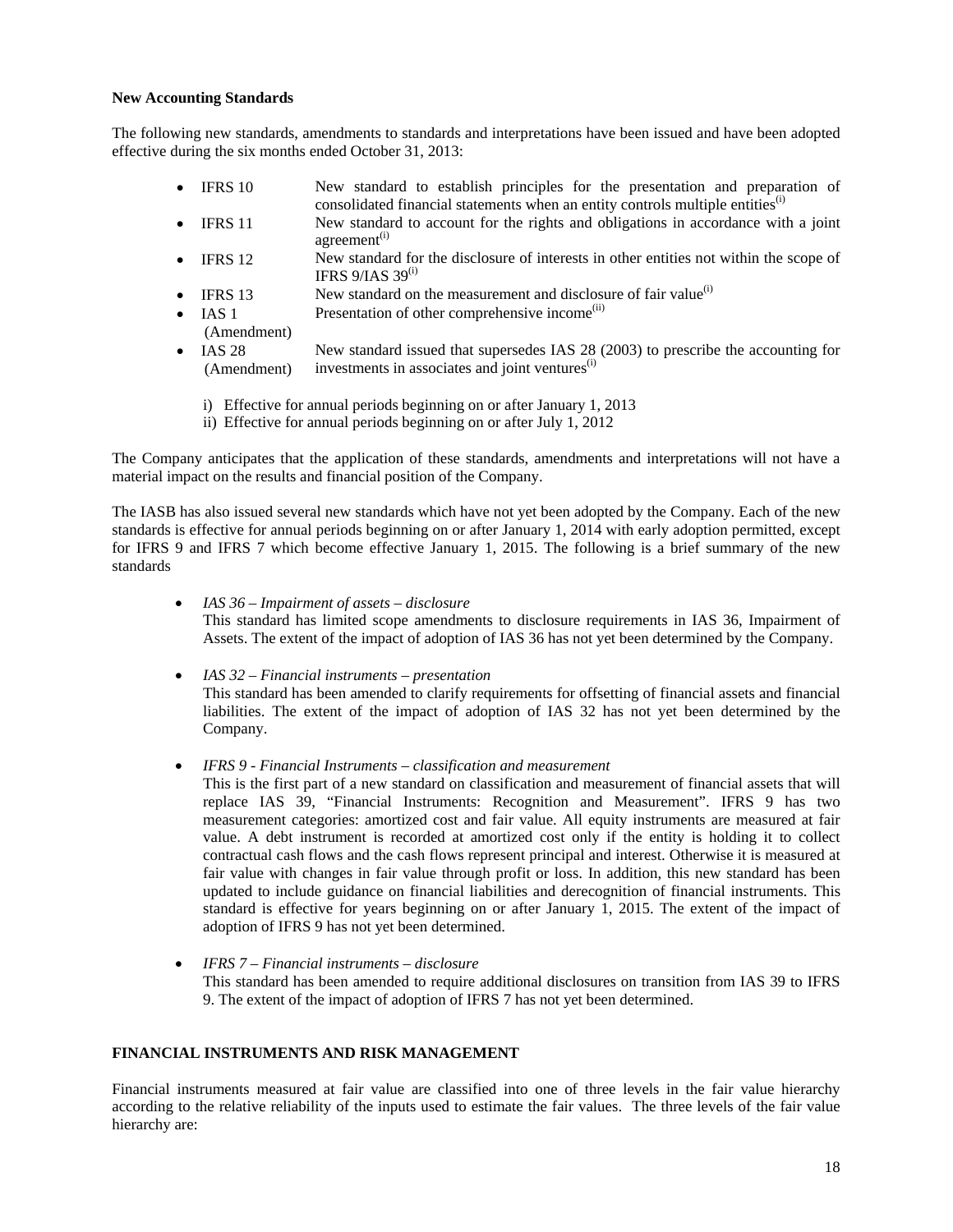**New Accounting Standards**

The following new standards, amendments to standards and interpretations have been issued and have been adopted effective during the six months ended October 31, 2013:

- IFRS 10 — New standard to establish principles for the presentation and preparation of consolidated financial statements when an entity controls multiple entities[(i)]
- IFRS 11 — New standard to account for the rights and obligations in accordance with a joint agreement[(i)]
- IFRS 12 — New standard for the disclosure of interests in other entities not within the scope of IFRS 9/IAS 39[(i)]
- IFRS 13 — New standard on the measurement and disclosure of fair value[(i)]
- IAS 1 (Amendment) — Presentation of other comprehensive income[(ii)]
- IAS 28 (Amendment) — New standard issued that supersedes IAS 28 (2003) to prescribe the accounting for investments in associates and joint ventures[(i)]

i) Effective for annual periods beginning on or after January 1, 2013
ii) Effective for annual periods beginning on or after July 1, 2012

The Company anticipates that the application of these standards, amendments and interpretations will not have a material impact on the results and financial position of the Company.

The IASB has also issued several new standards which have not yet been adopted by the Company. Each of the new standards is effective for annual periods beginning on or after January 1, 2014 with early adoption permitted, except for IFRS 9 and IFRS 7 which become effective January 1, 2015. The following is a brief summary of the new standards

- *IAS 36 – Impairment of assets – disclosure*
  This standard has limited scope amendments to disclosure requirements in IAS 36, Impairment of Assets. The extent of the impact of adoption of IAS 36 has not yet been determined by the Company.

- *IAS 32 – Financial instruments – presentation*
  This standard has been amended to clarify requirements for offsetting of financial assets and financial liabilities. The extent of the impact of adoption of IAS 32 has not yet been determined by the Company.

- *IFRS 9 - Financial Instruments – classification and measurement*
  This is the first part of a new standard on classification and measurement of financial assets that will replace IAS 39, "Financial Instruments: Recognition and Measurement". IFRS 9 has two measurement categories: amortized cost and fair value. All equity instruments are measured at fair value. A debt instrument is recorded at amortized cost only if the entity is holding it to collect contractual cash flows and the cash flows represent principal and interest. Otherwise it is measured at fair value with changes in fair value through profit or loss. In addition, this new standard has been updated to include guidance on financial liabilities and derecognition of financial instruments. This standard is effective for years beginning on or after January 1, 2015. The extent of the impact of adoption of IFRS 9 has not yet been determined.

- *IFRS 7 – Financial instruments – disclosure*
  This standard has been amended to require additional disclosures on transition from IAS 39 to IFRS 9. The extent of the impact of adoption of IFRS 7 has not yet been determined.

## FINANCIAL INSTRUMENTS AND RISK MANAGEMENT

Financial instruments measured at fair value are classified into one of three levels in the fair value hierarchy according to the relative reliability of the inputs used to estimate the fair values. The three levels of the fair value hierarchy are: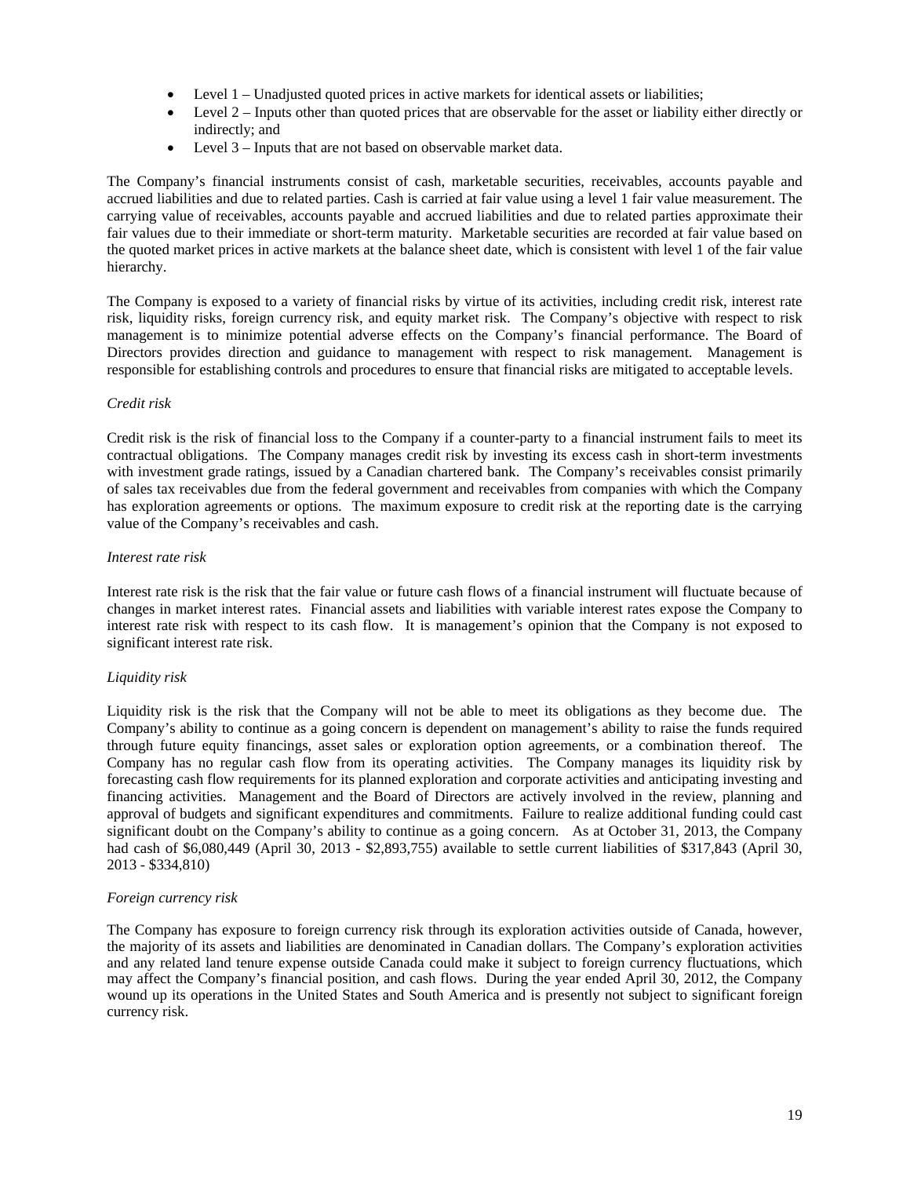- Level 1 – Unadjusted quoted prices in active markets for identical assets or liabilities;
- Level 2 – Inputs other than quoted prices that are observable for the asset or liability either directly or indirectly; and
- Level 3 – Inputs that are not based on observable market data.

The Company's financial instruments consist of cash, marketable securities, receivables, accounts payable and accrued liabilities and due to related parties. Cash is carried at fair value using a level 1 fair value measurement. The carrying value of receivables, accounts payable and accrued liabilities and due to related parties approximate their fair values due to their immediate or short-term maturity. Marketable securities are recorded at fair value based on the quoted market prices in active markets at the balance sheet date, which is consistent with level 1 of the fair value hierarchy.

The Company is exposed to a variety of financial risks by virtue of its activities, including credit risk, interest rate risk, liquidity risks, foreign currency risk, and equity market risk. The Company's objective with respect to risk management is to minimize potential adverse effects on the Company's financial performance. The Board of Directors provides direction and guidance to management with respect to risk management. Management is responsible for establishing controls and procedures to ensure that financial risks are mitigated to acceptable levels.

*Credit risk*

Credit risk is the risk of financial loss to the Company if a counter-party to a financial instrument fails to meet its contractual obligations. The Company manages credit risk by investing its excess cash in short-term investments with investment grade ratings, issued by a Canadian chartered bank. The Company's receivables consist primarily of sales tax receivables due from the federal government and receivables from companies with which the Company has exploration agreements or options. The maximum exposure to credit risk at the reporting date is the carrying value of the Company's receivables and cash.

*Interest rate risk*

Interest rate risk is the risk that the fair value or future cash flows of a financial instrument will fluctuate because of changes in market interest rates. Financial assets and liabilities with variable interest rates expose the Company to interest rate risk with respect to its cash flow. It is management's opinion that the Company is not exposed to significant interest rate risk.

*Liquidity risk*

Liquidity risk is the risk that the Company will not be able to meet its obligations as they become due. The Company's ability to continue as a going concern is dependent on management's ability to raise the funds required through future equity financings, asset sales or exploration option agreements, or a combination thereof. The Company has no regular cash flow from its operating activities. The Company manages its liquidity risk by forecasting cash flow requirements for its planned exploration and corporate activities and anticipating investing and financing activities. Management and the Board of Directors are actively involved in the review, planning and approval of budgets and significant expenditures and commitments. Failure to realize additional funding could cast significant doubt on the Company's ability to continue as a going concern. As at October 31, 2013, the Company had cash of $6,080,449 (April 30, 2013 - $2,893,755) available to settle current liabilities of $317,843 (April 30, 2013 - $334,810)

*Foreign currency risk*

The Company has exposure to foreign currency risk through its exploration activities outside of Canada, however, the majority of its assets and liabilities are denominated in Canadian dollars. The Company's exploration activities and any related land tenure expense outside Canada could make it subject to foreign currency fluctuations, which may affect the Company's financial position, and cash flows. During the year ended April 30, 2012, the Company wound up its operations in the United States and South America and is presently not subject to significant foreign currency risk.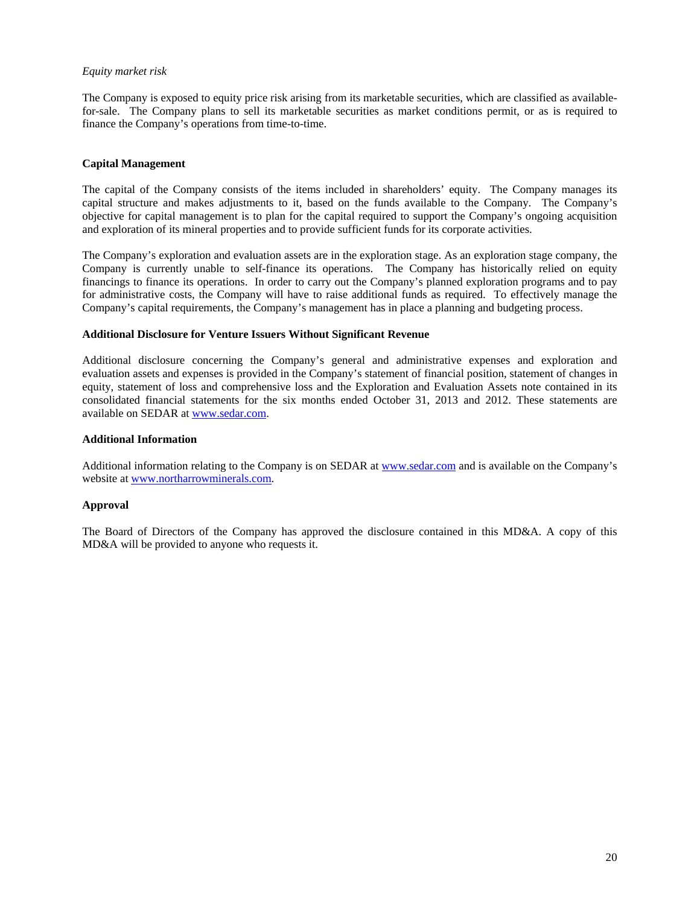*Equity market risk*

The Company is exposed to equity price risk arising from its marketable securities, which are classified as available-for-sale. The Company plans to sell its marketable securities as market conditions permit, or as is required to finance the Company's operations from time-to-time.

**Capital Management**

The capital of the Company consists of the items included in shareholders' equity. The Company manages its capital structure and makes adjustments to it, based on the funds available to the Company. The Company's objective for capital management is to plan for the capital required to support the Company's ongoing acquisition and exploration of its mineral properties and to provide sufficient funds for its corporate activities.

The Company's exploration and evaluation assets are in the exploration stage. As an exploration stage company, the Company is currently unable to self-finance its operations. The Company has historically relied on equity financings to finance its operations. In order to carry out the Company's planned exploration programs and to pay for administrative costs, the Company will have to raise additional funds as required. To effectively manage the Company's capital requirements, the Company's management has in place a planning and budgeting process.

**Additional Disclosure for Venture Issuers Without Significant Revenue**

Additional disclosure concerning the Company's general and administrative expenses and exploration and evaluation assets and expenses is provided in the Company's statement of financial position, statement of changes in equity, statement of loss and comprehensive loss and the Exploration and Evaluation Assets note contained in its consolidated financial statements for the six months ended October 31, 2013 and 2012. These statements are available on SEDAR at www.sedar.com.

**Additional Information**

Additional information relating to the Company is on SEDAR at www.sedar.com and is available on the Company's website at www.northarrowminerals.com.

**Approval**

The Board of Directors of the Company has approved the disclosure contained in this MD&A. A copy of this MD&A will be provided to anyone who requests it.